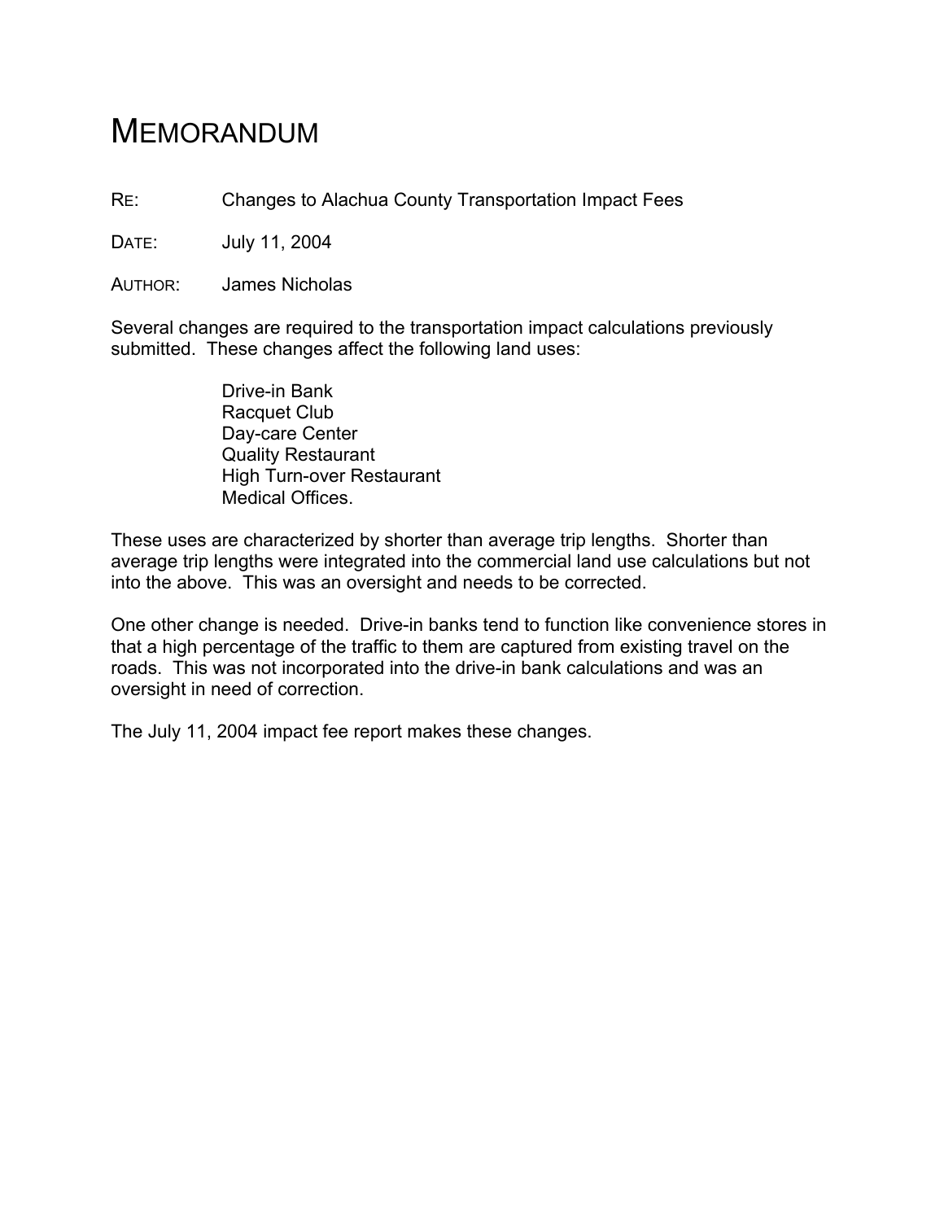# MEMORANDUM

RE: Changes to Alachua County Transportation Impact Fees

DATE: July 11, 2004

AUTHOR: James Nicholas

Several changes are required to the transportation impact calculations previously submitted. These changes affect the following land uses:

- Drive-in Bank
- Racquet Club
- Day-care Center
- Quality Restaurant
- High Turn-over Restaurant
- Medical Offices.

These uses are characterized by shorter than average trip lengths. Shorter than average trip lengths were integrated into the commercial land use calculations but not into the above. This was an oversight and needs to be corrected.

One other change is needed. Drive-in banks tend to function like convenience stores in that a high percentage of the traffic to them are captured from existing travel on the roads. This was not incorporated into the drive-in bank calculations and was an oversight in need of correction.

The July 11, 2004 impact fee report makes these changes.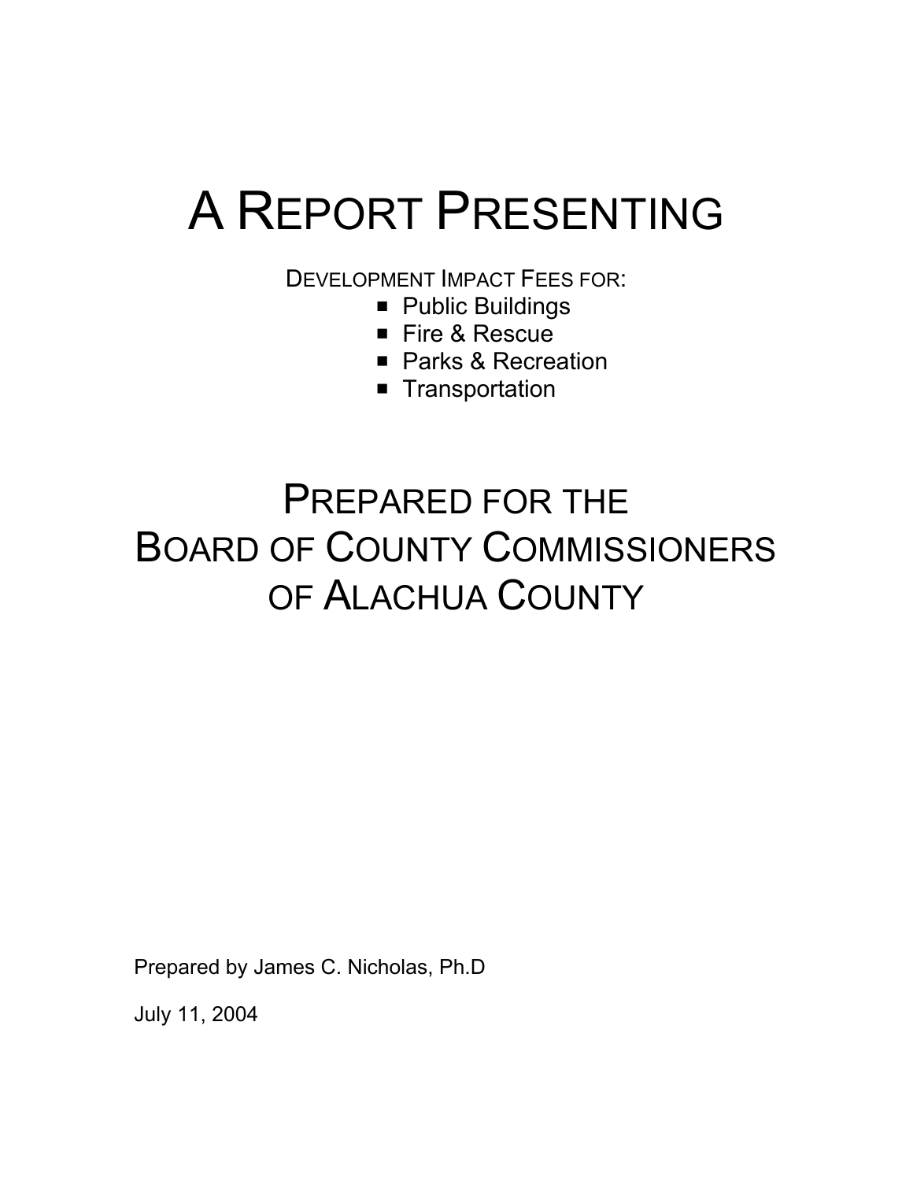# A REPORT PRESENTING

DEVELOPMENT IMPACT FEES FOR:

- Public Buildings
- Fire & Rescue
- Parks & Recreation
- Transportation

## PREPARED FOR THE BOARD OF COUNTY COMMISSIONERS OF ALACHUA COUNTY

Prepared by James C. Nicholas, Ph.D

July 11, 2004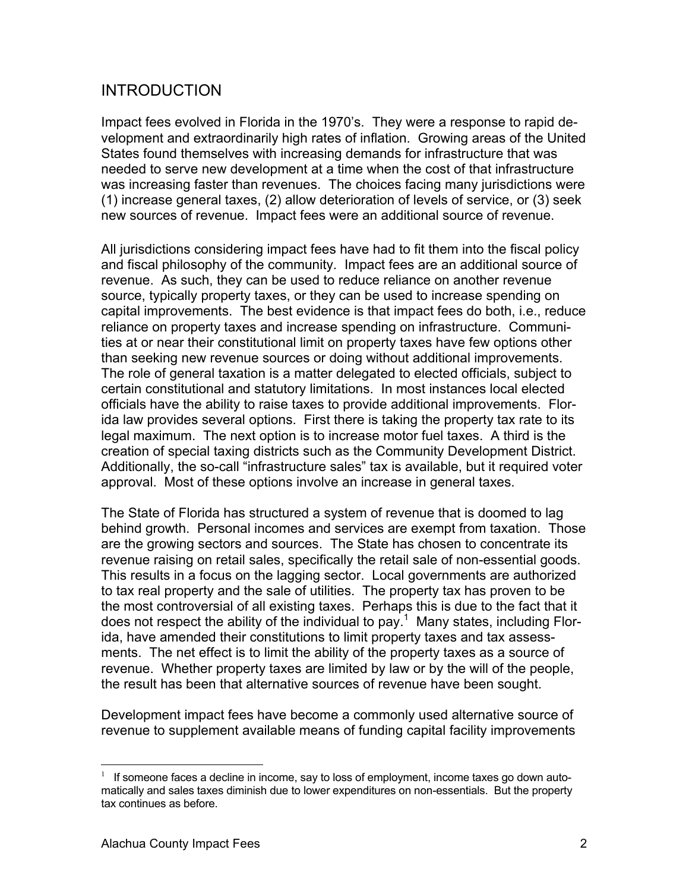## INTRODUCTION

Impact fees evolved in Florida in the 1970's. They were a response to rapid development and extraordinarily high rates of inflation. Growing areas of the United States found themselves with increasing demands for infrastructure that was needed to serve new development at a time when the cost of that infrastructure was increasing faster than revenues. The choices facing many jurisdictions were (1) increase general taxes, (2) allow deterioration of levels of service, or (3) seek new sources of revenue. Impact fees were an additional source of revenue.

All jurisdictions considering impact fees have had to fit them into the fiscal policy and fiscal philosophy of the community. Impact fees are an additional source of revenue. As such, they can be used to reduce reliance on another revenue source, typically property taxes, or they can be used to increase spending on capital improvements. The best evidence is that impact fees do both, i.e., reduce reliance on property taxes and increase spending on infrastructure. Communities at or near their constitutional limit on property taxes have few options other than seeking new revenue sources or doing without additional improvements. The role of general taxation is a matter delegated to elected officials, subject to certain constitutional and statutory limitations. In most instances local elected officials have the ability to raise taxes to provide additional improvements. Florida law provides several options. First there is taking the property tax rate to its legal maximum. The next option is to increase motor fuel taxes. A third is the creation of special taxing districts such as the Community Development District. Additionally, the so-call "infrastructure sales" tax is available, but it required voter approval. Most of these options involve an increase in general taxes.

The State of Florida has structured a system of revenue that is doomed to lag behind growth. Personal incomes and services are exempt from taxation. Those are the growing sectors and sources. The State has chosen to concentrate its revenue raising on retail sales, specifically the retail sale of non-essential goods. This results in a focus on the lagging sector. Local governments are authorized to tax real property and the sale of utilities. The property tax has proven to be the most controversial of all existing taxes. Perhaps this is due to the fact that it does not respect the ability of the individual to pay.[1] Many states, including Florida, have amended their constitutions to limit property taxes and tax assessments. The net effect is to limit the ability of the property taxes as a source of revenue. Whether property taxes are limited by law or by the will of the people, the result has been that alternative sources of revenue have been sought.

Development impact fees have become a commonly used alternative source of revenue to supplement available means of funding capital facility improvements

[1] If someone faces a decline in income, say to loss of employment, income taxes go down automatically and sales taxes diminish due to lower expenditures on non-essentials. But the property tax continues as before.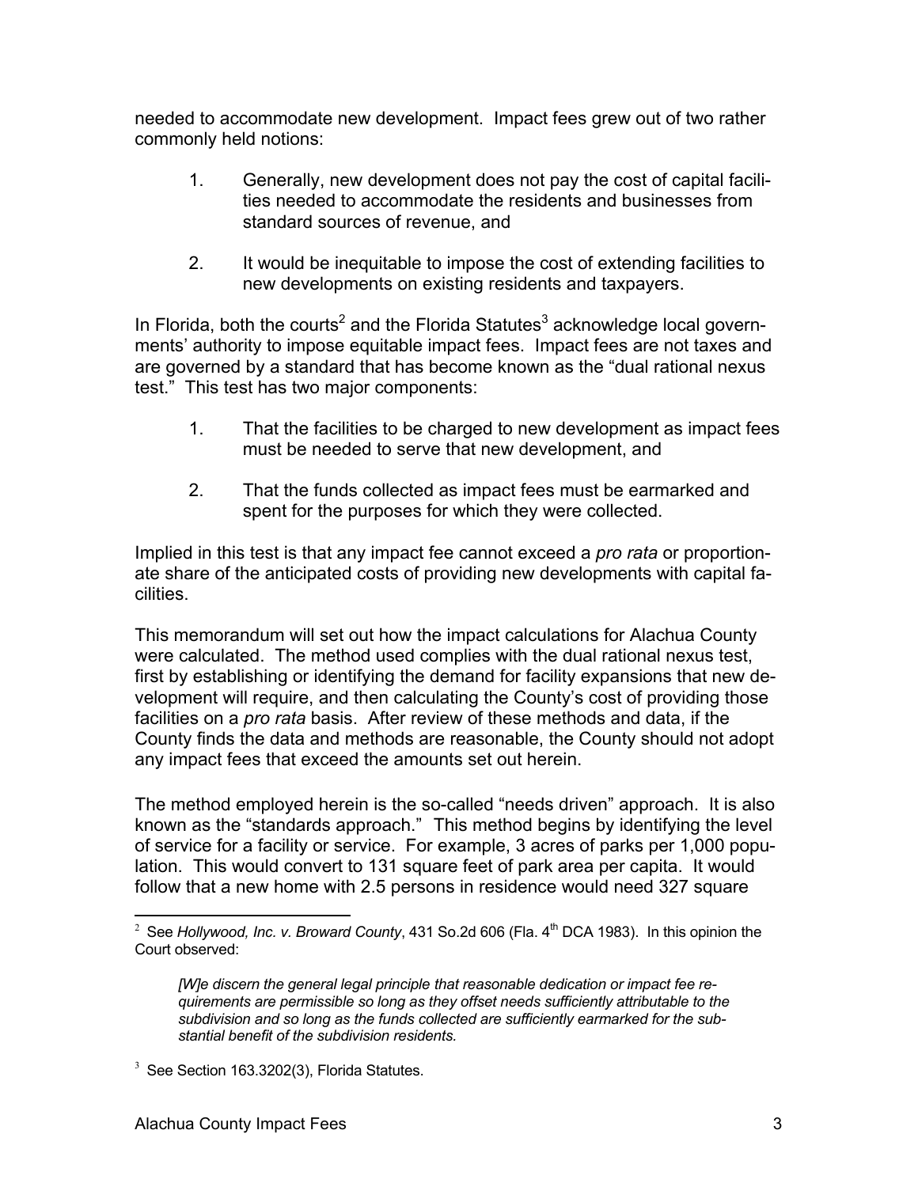needed to accommodate new development. Impact fees grew out of two rather commonly held notions:

1. Generally, new development does not pay the cost of capital facilities needed to accommodate the residents and businesses from standard sources of revenue, and

2. It would be inequitable to impose the cost of extending facilities to new developments on existing residents and taxpayers.

In Florida, both the courts[2] and the Florida Statutes[3] acknowledge local governments' authority to impose equitable impact fees. Impact fees are not taxes and are governed by a standard that has become known as the "dual rational nexus test." This test has two major components:

1. That the facilities to be charged to new development as impact fees must be needed to serve that new development, and

2. That the funds collected as impact fees must be earmarked and spent for the purposes for which they were collected.

Implied in this test is that any impact fee cannot exceed a *pro rata* or proportionate share of the anticipated costs of providing new developments with capital facilities.

This memorandum will set out how the impact calculations for Alachua County were calculated. The method used complies with the dual rational nexus test, first by establishing or identifying the demand for facility expansions that new development will require, and then calculating the County's cost of providing those facilities on a *pro rata* basis. After review of these methods and data, if the County finds the data and methods are reasonable, the County should not adopt any impact fees that exceed the amounts set out herein.

The method employed herein is the so-called "needs driven" approach. It is also known as the "standards approach." This method begins by identifying the level of service for a facility or service. For example, 3 acres of parks per 1,000 population. This would convert to 131 square feet of park area per capita. It would follow that a new home with 2.5 persons in residence would need 327 square

---

[2] See *Hollywood, Inc. v. Broward County*, 431 So.2d 606 (Fla. 4th DCA 1983). In this opinion the Court observed:

> *[W]e discern the general legal principle that reasonable dedication or impact fee requirements are permissible so long as they offset needs sufficiently attributable to the subdivision and so long as the funds collected are sufficiently earmarked for the substantial benefit of the subdivision residents.*

[3] See Section 163.3202(3), Florida Statutes.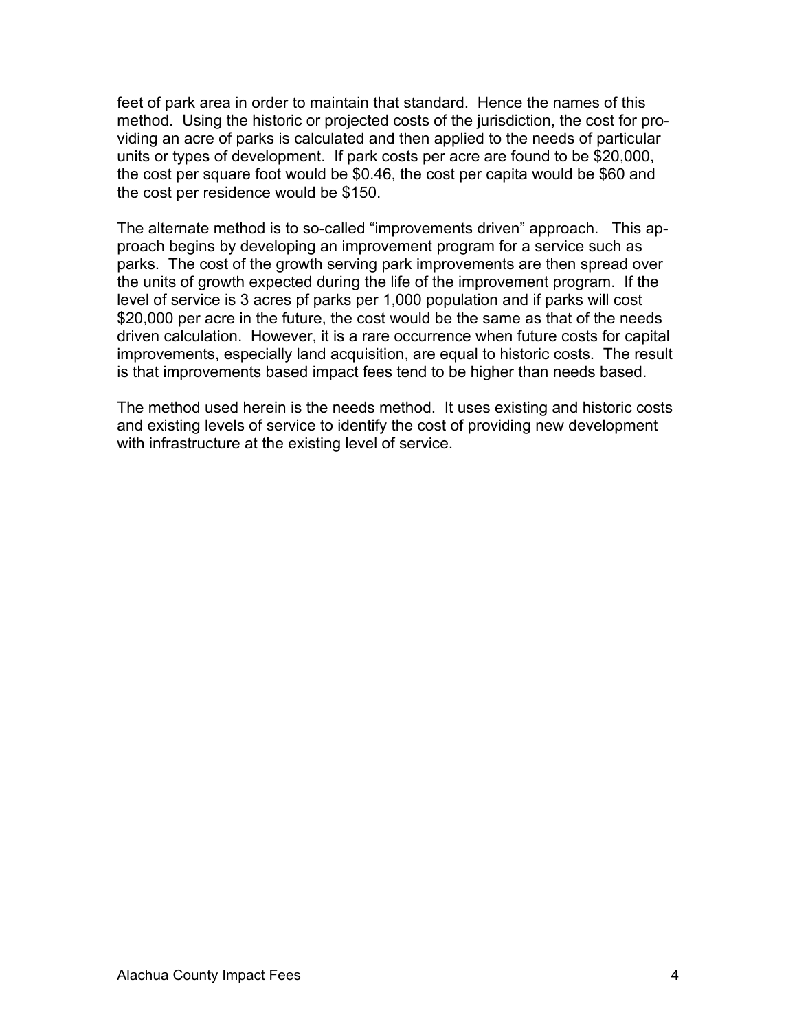feet of park area in order to maintain that standard. Hence the names of this method. Using the historic or projected costs of the jurisdiction, the cost for providing an acre of parks is calculated and then applied to the needs of particular units or types of development. If park costs per acre are found to be $20,000, the cost per square foot would be $0.46, the cost per capita would be $60 and the cost per residence would be $150.

The alternate method is to so-called "improvements driven" approach. This approach begins by developing an improvement program for a service such as parks. The cost of the growth serving park improvements are then spread over the units of growth expected during the life of the improvement program. If the level of service is 3 acres pf parks per 1,000 population and if parks will cost $20,000 per acre in the future, the cost would be the same as that of the needs driven calculation. However, it is a rare occurrence when future costs for capital improvements, especially land acquisition, are equal to historic costs. The result is that improvements based impact fees tend to be higher than needs based.

The method used herein is the needs method. It uses existing and historic costs and existing levels of service to identify the cost of providing new development with infrastructure at the existing level of service.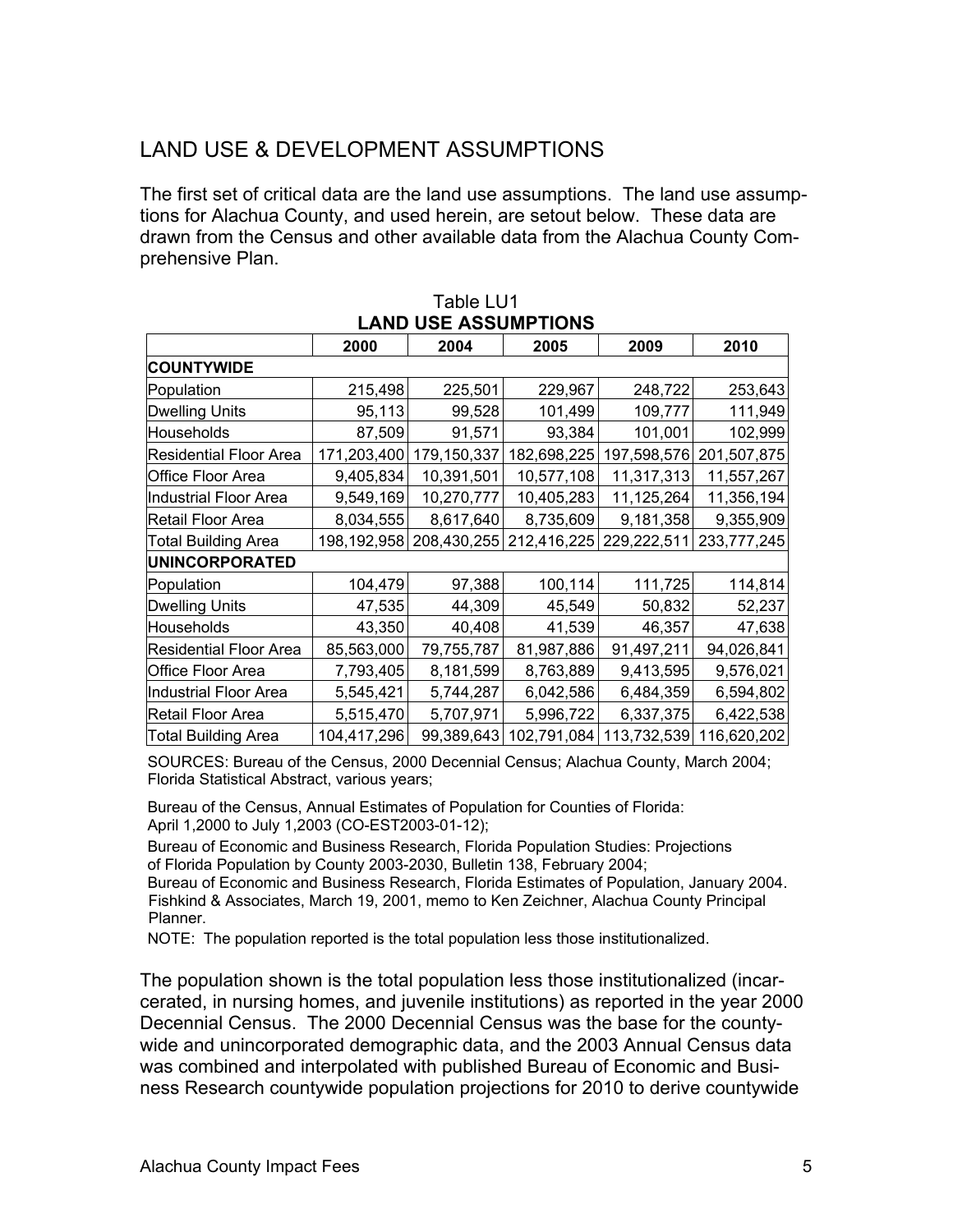## LAND USE & DEVELOPMENT ASSUMPTIONS

The first set of critical data are the land use assumptions. The land use assumptions for Alachua County, and used herein, are setout below. These data are drawn from the Census and other available data from the Alachua County Comprehensive Plan.

Table LU1

**LAND USE ASSUMPTIONS**

| | 2000 | 2004 | 2005 | 2009 | 2010 |
|---|---|---|---|---|---|
| **COUNTYWIDE** | | | | | |
| Population | 215,498 | 225,501 | 229,967 | 248,722 | 253,643 |
| Dwelling Units | 95,113 | 99,528 | 101,499 | 109,777 | 111,949 |
| Households | 87,509 | 91,571 | 93,384 | 101,001 | 102,999 |
| Residential Floor Area | 171,203,400 | 179,150,337 | 182,698,225 | 197,598,576 | 201,507,875 |
| Office Floor Area | 9,405,834 | 10,391,501 | 10,577,108 | 11,317,313 | 11,557,267 |
| Industrial Floor Area | 9,549,169 | 10,270,777 | 10,405,283 | 11,125,264 | 11,356,194 |
| Retail Floor Area | 8,034,555 | 8,617,640 | 8,735,609 | 9,181,358 | 9,355,909 |
| Total Building Area | 198,192,958 | 208,430,255 | 212,416,225 | 229,222,511 | 233,777,245 |
| **UNINCORPORATED** | | | | | |
| Population | 104,479 | 97,388 | 100,114 | 111,725 | 114,814 |
| Dwelling Units | 47,535 | 44,309 | 45,549 | 50,832 | 52,237 |
| Households | 43,350 | 40,408 | 41,539 | 46,357 | 47,638 |
| Residential Floor Area | 85,563,000 | 79,755,787 | 81,987,886 | 91,497,211 | 94,026,841 |
| Office Floor Area | 7,793,405 | 8,181,599 | 8,763,889 | 9,413,595 | 9,576,021 |
| Industrial Floor Area | 5,545,421 | 5,744,287 | 6,042,586 | 6,484,359 | 6,594,802 |
| Retail Floor Area | 5,515,470 | 5,707,971 | 5,996,722 | 6,337,375 | 6,422,538 |
| Total Building Area | 104,417,296 | 99,389,643 | 102,791,084 | 113,732,539 | 116,620,202 |

SOURCES: Bureau of the Census, 2000 Decennial Census; Alachua County, March 2004; Florida Statistical Abstract, various years;

Bureau of the Census, Annual Estimates of Population for Counties of Florida: April 1,2000 to July 1,2003 (CO-EST2003-01-12);

Bureau of Economic and Business Research, Florida Population Studies: Projections of Florida Population by County 2003-2030, Bulletin 138, February 2004;

Bureau of Economic and Business Research, Florida Estimates of Population, January 2004.

Fishkind & Associates, March 19, 2001, memo to Ken Zeichner, Alachua County Principal Planner.

NOTE: The population reported is the total population less those institutionalized.

The population shown is the total population less those institutionalized (incarcerated, in nursing homes, and juvenile institutions) as reported in the year 2000 Decennial Census. The 2000 Decennial Census was the base for the countywide and unincorporated demographic data, and the 2003 Annual Census data was combined and interpolated with published Bureau of Economic and Business Research countywide population projections for 2010 to derive countywide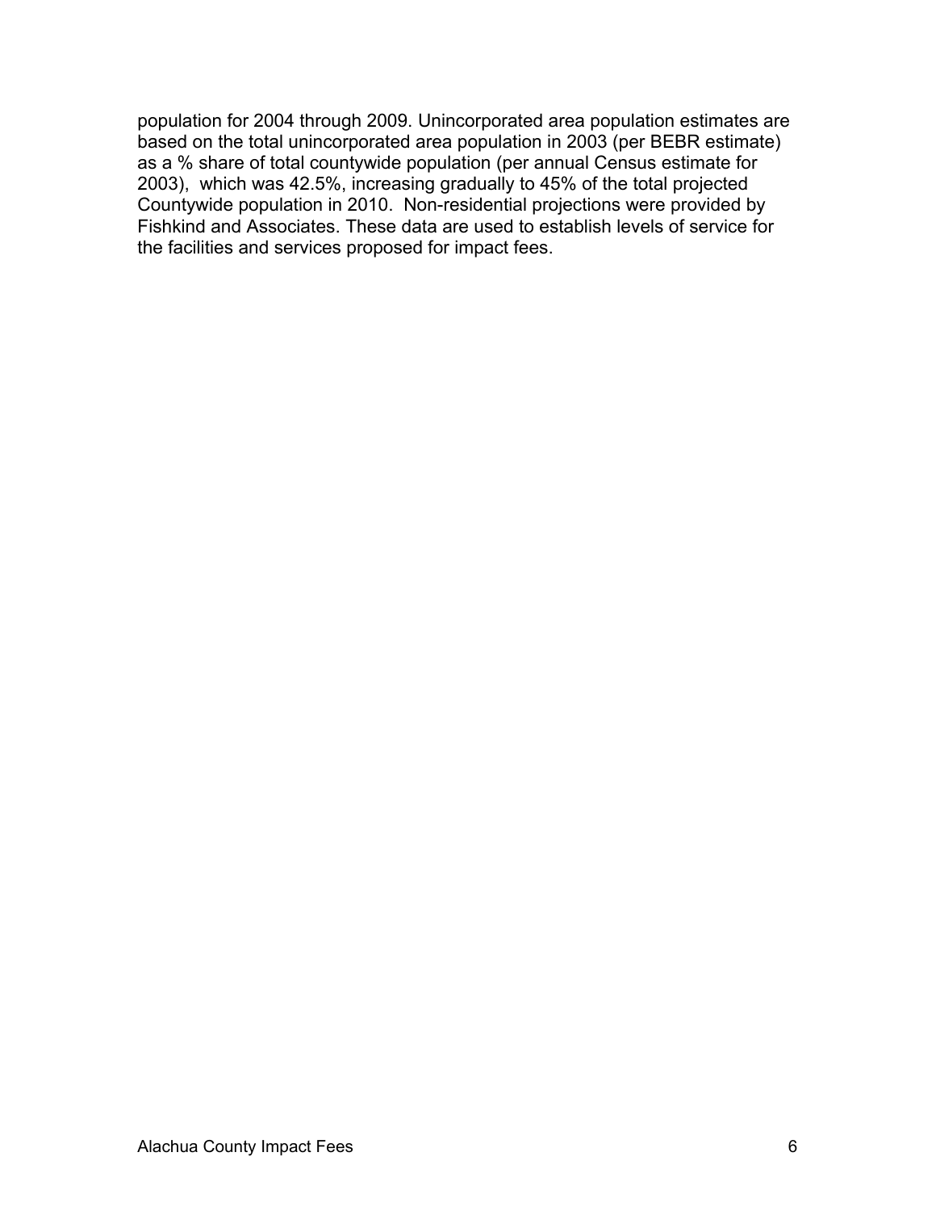population for 2004 through 2009. Unincorporated area population estimates are based on the total unincorporated area population in 2003 (per BEBR estimate) as a % share of total countywide population (per annual Census estimate for 2003), which was 42.5%, increasing gradually to 45% of the total projected Countywide population in 2010. Non-residential projections were provided by Fishkind and Associates. These data are used to establish levels of service for the facilities and services proposed for impact fees.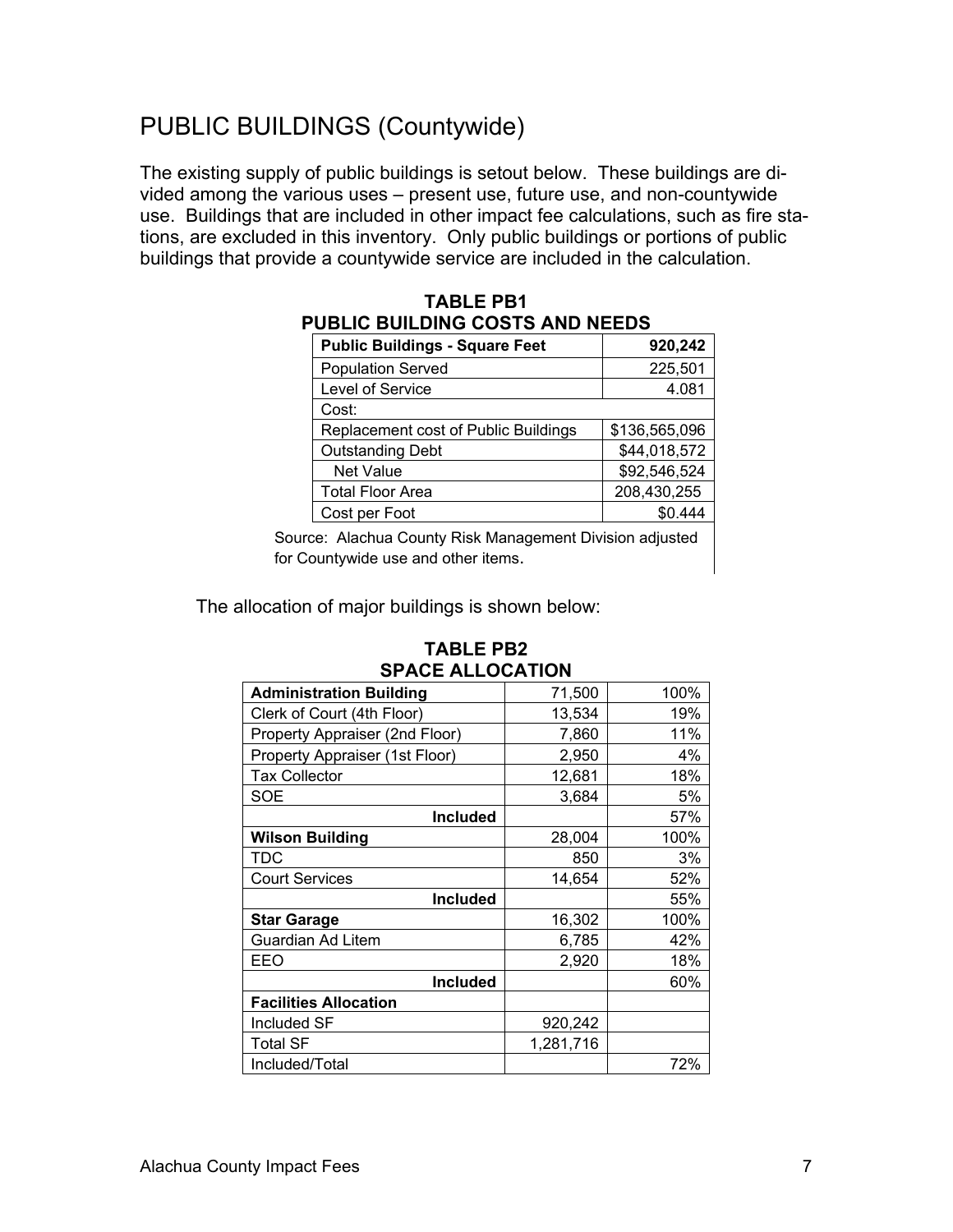# PUBLIC BUILDINGS (Countywide)

The existing supply of public buildings is setout below. These buildings are divided among the various uses – present use, future use, and non-countywide use. Buildings that are included in other impact fee calculations, such as fire stations, are excluded in this inventory. Only public buildings or portions of public buildings that provide a countywide service are included in the calculation.

**TABLE PB1**
**PUBLIC BUILDING COSTS AND NEEDS**

| **Public Buildings - Square Feet** | **920,242** |
|---|---|
| Population Served | 225,501 |
| Level of Service | 4.081 |
| Cost: | |
| Replacement cost of Public Buildings | $136,565,096 |
| Outstanding Debt | $44,018,572 |
| Net Value | $92,546,524 |
| Total Floor Area | 208,430,255 |
| Cost per Foot | $0.444 |

Source: Alachua County Risk Management Division adjusted for Countywide use and other items.

The allocation of major buildings is shown below:

**TABLE PB2**
**SPACE ALLOCATION**

| **Administration Building** | 71,500 | 100% |
|---|---|---|
| Clerk of Court (4th Floor) | 13,534 | 19% |
| Property Appraiser (2nd Floor) | 7,860 | 11% |
| Property Appraiser (1st Floor) | 2,950 | 4% |
| Tax Collector | 12,681 | 18% |
| SOE | 3,684 | 5% |
| **Included** | | 57% |
| **Wilson Building** | 28,004 | 100% |
| TDC | 850 | 3% |
| Court Services | 14,654 | 52% |
| **Included** | | 55% |
| **Star Garage** | 16,302 | 100% |
| Guardian Ad Litem | 6,785 | 42% |
| EEO | 2,920 | 18% |
| **Included** | | 60% |
| **Facilities Allocation** | | |
| Included SF | 920,242 | |
| Total SF | 1,281,716 | |
| Included/Total | | 72% |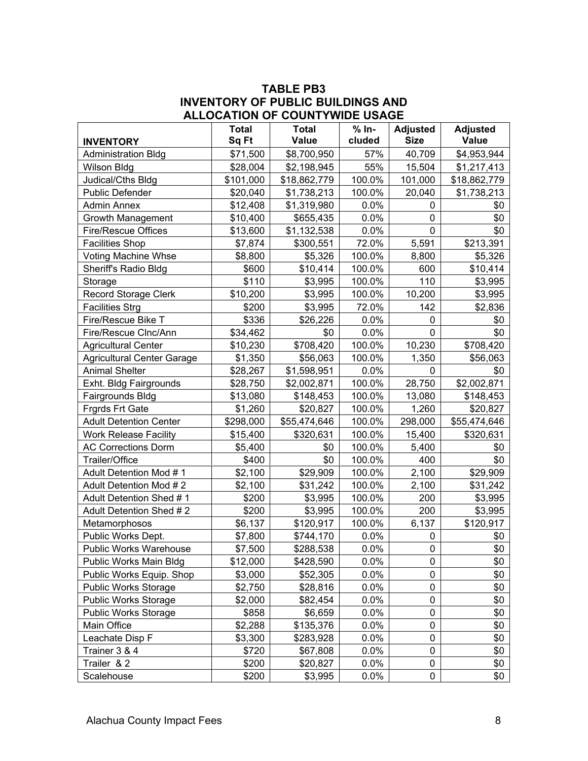# TABLE PB3
# INVENTORY OF PUBLIC BUILDINGS AND ALLOCATION OF COUNTYWIDE USAGE

| INVENTORY | Total Sq Ft | Total Value | % In-cluded | Adjusted Size | Adjusted Value |
|---|---|---|---|---|---|
| Administration Bldg | $71,500 | $8,700,950 | 57% | 40,709 | $4,953,944 |
| Wilson Bldg | $28,004 | $2,198,945 | 55% | 15,504 | $1,217,413 |
| Judical/Cths Bldg | $101,000 | $18,862,779 | 100.0% | 101,000 | $18,862,779 |
| Public Defender | $20,040 | $1,738,213 | 100.0% | 20,040 | $1,738,213 |
| Admin Annex | $12,408 | $1,319,980 | 0.0% | 0 | $0 |
| Growth Management | $10,400 | $655,435 | 0.0% | 0 | $0 |
| Fire/Rescue Offices | $13,600 | $1,132,538 | 0.0% | 0 | $0 |
| Facilities Shop | $7,874 | $300,551 | 72.0% | 5,591 | $213,391 |
| Voting Machine Whse | $8,800 | $5,326 | 100.0% | 8,800 | $5,326 |
| Sheriff's Radio Bldg | $600 | $10,414 | 100.0% | 600 | $10,414 |
| Storage | $110 | $3,995 | 100.0% | 110 | $3,995 |
| Record Storage Clerk | $10,200 | $3,995 | 100.0% | 10,200 | $3,995 |
| Facilities Strg | $200 | $3,995 | 72.0% | 142 | $2,836 |
| Fire/Rescue Bike T | $336 | $26,226 | 0.0% | 0 | $0 |
| Fire/Rescue Clnc/Ann | $34,462 | $0 | 0.0% | 0 | $0 |
| Agricultural Center | $10,230 | $708,420 | 100.0% | 10,230 | $708,420 |
| Agricultural Center Garage | $1,350 | $56,063 | 100.0% | 1,350 | $56,063 |
| Animal Shelter | $28,267 | $1,598,951 | 0.0% | 0 | $0 |
| Exht. Bldg Fairgrounds | $28,750 | $2,002,871 | 100.0% | 28,750 | $2,002,871 |
| Fairgrounds Bldg | $13,080 | $148,453 | 100.0% | 13,080 | $148,453 |
| Frgrds Frt Gate | $1,260 | $20,827 | 100.0% | 1,260 | $20,827 |
| Adult Detention Center | $298,000 | $55,474,646 | 100.0% | 298,000 | $55,474,646 |
| Work Release Facility | $15,400 | $320,631 | 100.0% | 15,400 | $320,631 |
| AC Corrections Dorm | $5,400 | $0 | 100.0% | 5,400 | $0 |
| Trailer/Office | $400 | $0 | 100.0% | 400 | $0 |
| Adult Detention Mod # 1 | $2,100 | $29,909 | 100.0% | 2,100 | $29,909 |
| Adult Detention Mod # 2 | $2,100 | $31,242 | 100.0% | 2,100 | $31,242 |
| Adult Detention Shed # 1 | $200 | $3,995 | 100.0% | 200 | $3,995 |
| Adult Detention Shed # 2 | $200 | $3,995 | 100.0% | 200 | $3,995 |
| Metamorphosos | $6,137 | $120,917 | 100.0% | 6,137 | $120,917 |
| Public Works Dept. | $7,800 | $744,170 | 0.0% | 0 | $0 |
| Public Works Warehouse | $7,500 | $288,538 | 0.0% | 0 | $0 |
| Public Works Main Bldg | $12,000 | $428,590 | 0.0% | 0 | $0 |
| Public Works Equip. Shop | $3,000 | $52,305 | 0.0% | 0 | $0 |
| Public Works Storage | $2,750 | $28,816 | 0.0% | 0 | $0 |
| Public Works Storage | $2,000 | $82,454 | 0.0% | 0 | $0 |
| Public Works Storage | $858 | $6,659 | 0.0% | 0 | $0 |
| Main Office | $2,288 | $135,376 | 0.0% | 0 | $0 |
| Leachate Disp F | $3,300 | $283,928 | 0.0% | 0 | $0 |
| Trainer 3 & 4 | $720 | $67,808 | 0.0% | 0 | $0 |
| Trailer & 2 | $200 | $20,827 | 0.0% | 0 | $0 |
| Scalehouse | $200 | $3,995 | 0.0% | 0 | $0 |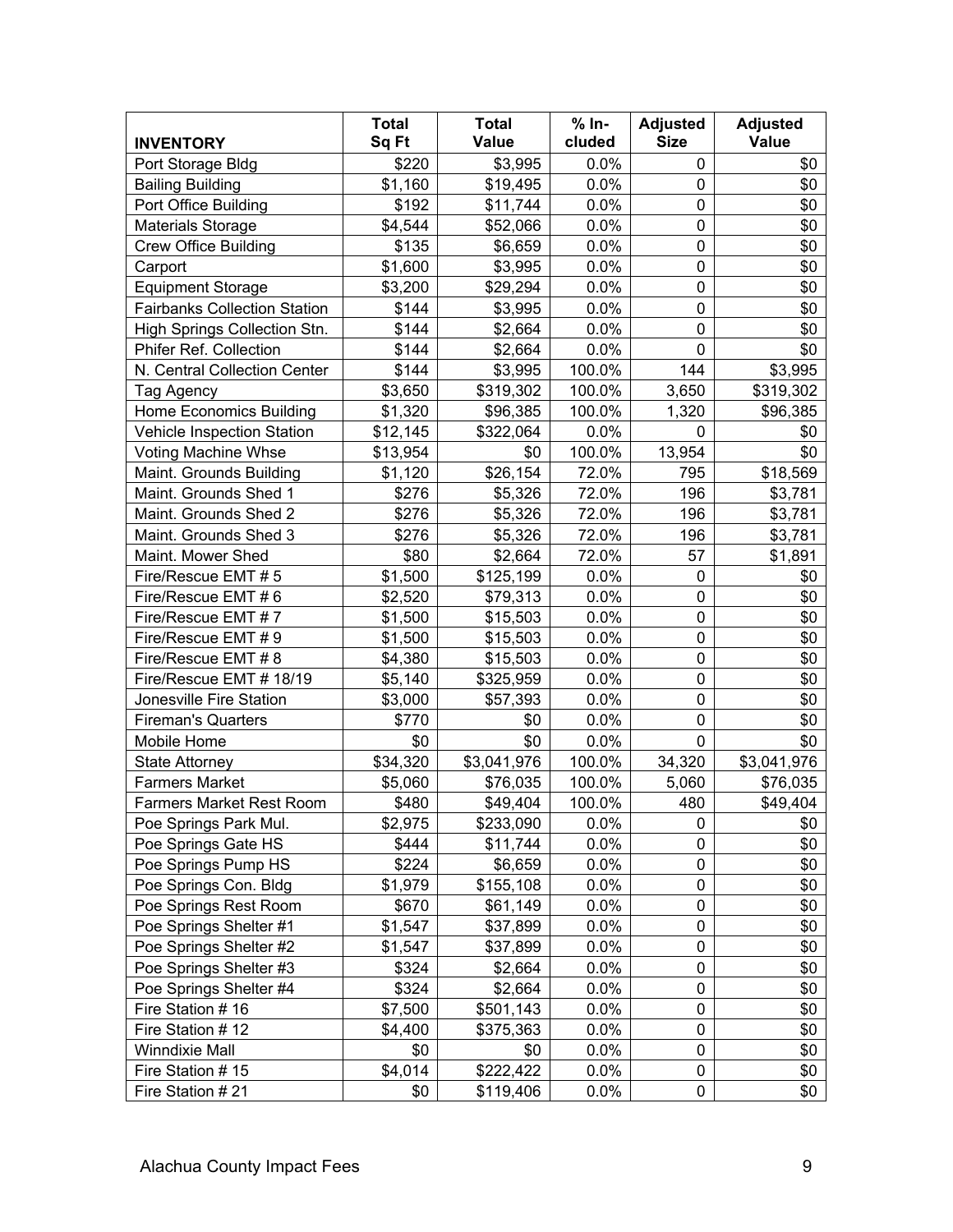| INVENTORY | Total Sq Ft | Total Value | % In-cluded | Adjusted Size | Adjusted Value |
|---|---|---|---|---|---|
| Port Storage Bldg | $220 | $3,995 | 0.0% | 0 | $0 |
| Bailing Building | $1,160 | $19,495 | 0.0% | 0 | $0 |
| Port Office Building | $192 | $11,744 | 0.0% | 0 | $0 |
| Materials Storage | $4,544 | $52,066 | 0.0% | 0 | $0 |
| Crew Office Building | $135 | $6,659 | 0.0% | 0 | $0 |
| Carport | $1,600 | $3,995 | 0.0% | 0 | $0 |
| Equipment Storage | $3,200 | $29,294 | 0.0% | 0 | $0 |
| Fairbanks Collection Station | $144 | $3,995 | 0.0% | 0 | $0 |
| High Springs Collection Stn. | $144 | $2,664 | 0.0% | 0 | $0 |
| Phifer Ref. Collection | $144 | $2,664 | 0.0% | 0 | $0 |
| N. Central Collection Center | $144 | $3,995 | 100.0% | 144 | $3,995 |
| Tag Agency | $3,650 | $319,302 | 100.0% | 3,650 | $319,302 |
| Home Economics Building | $1,320 | $96,385 | 100.0% | 1,320 | $96,385 |
| Vehicle Inspection Station | $12,145 | $322,064 | 0.0% | 0 | $0 |
| Voting Machine Whse | $13,954 | $0 | 100.0% | 13,954 | $0 |
| Maint. Grounds Building | $1,120 | $26,154 | 72.0% | 795 | $18,569 |
| Maint. Grounds Shed 1 | $276 | $5,326 | 72.0% | 196 | $3,781 |
| Maint. Grounds Shed 2 | $276 | $5,326 | 72.0% | 196 | $3,781 |
| Maint. Grounds Shed 3 | $276 | $5,326 | 72.0% | 196 | $3,781 |
| Maint. Mower Shed | $80 | $2,664 | 72.0% | 57 | $1,891 |
| Fire/Rescue EMT # 5 | $1,500 | $125,199 | 0.0% | 0 | $0 |
| Fire/Rescue EMT # 6 | $2,520 | $79,313 | 0.0% | 0 | $0 |
| Fire/Rescue EMT # 7 | $1,500 | $15,503 | 0.0% | 0 | $0 |
| Fire/Rescue EMT # 9 | $1,500 | $15,503 | 0.0% | 0 | $0 |
| Fire/Rescue EMT # 8 | $4,380 | $15,503 | 0.0% | 0 | $0 |
| Fire/Rescue EMT # 18/19 | $5,140 | $325,959 | 0.0% | 0 | $0 |
| Jonesville Fire Station | $3,000 | $57,393 | 0.0% | 0 | $0 |
| Fireman's Quarters | $770 | $0 | 0.0% | 0 | $0 |
| Mobile Home | $0 | $0 | 0.0% | 0 | $0 |
| State Attorney | $34,320 | $3,041,976 | 100.0% | 34,320 | $3,041,976 |
| Farmers Market | $5,060 | $76,035 | 100.0% | 5,060 | $76,035 |
| Farmers Market Rest Room | $480 | $49,404 | 100.0% | 480 | $49,404 |
| Poe Springs Park Mul. | $2,975 | $233,090 | 0.0% | 0 | $0 |
| Poe Springs Gate HS | $444 | $11,744 | 0.0% | 0 | $0 |
| Poe Springs Pump HS | $224 | $6,659 | 0.0% | 0 | $0 |
| Poe Springs Con. Bldg | $1,979 | $155,108 | 0.0% | 0 | $0 |
| Poe Springs Rest Room | $670 | $61,149 | 0.0% | 0 | $0 |
| Poe Springs Shelter #1 | $1,547 | $37,899 | 0.0% | 0 | $0 |
| Poe Springs Shelter #2 | $1,547 | $37,899 | 0.0% | 0 | $0 |
| Poe Springs Shelter #3 | $324 | $2,664 | 0.0% | 0 | $0 |
| Poe Springs Shelter #4 | $324 | $2,664 | 0.0% | 0 | $0 |
| Fire Station # 16 | $7,500 | $501,143 | 0.0% | 0 | $0 |
| Fire Station # 12 | $4,400 | $375,363 | 0.0% | 0 | $0 |
| Winndixie Mall | $0 | $0 | 0.0% | 0 | $0 |
| Fire Station # 15 | $4,014 | $222,422 | 0.0% | 0 | $0 |
| Fire Station # 21 | $0 | $119,406 | 0.0% | 0 | $0 |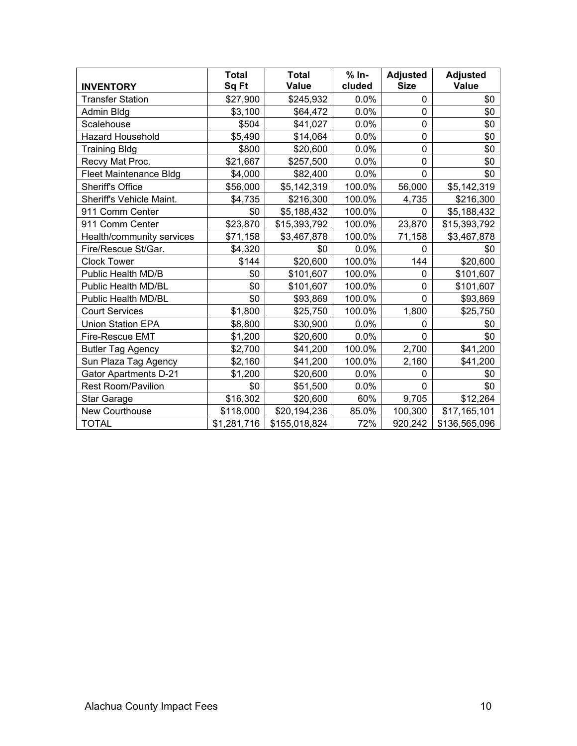| INVENTORY | Total Sq Ft | Total Value | % In-cluded | Adjusted Size | Adjusted Value |
|---|---|---|---|---|---|
| Transfer Station | $27,900 | $245,932 | 0.0% | 0 | $0 |
| Admin Bldg | $3,100 | $64,472 | 0.0% | 0 | $0 |
| Scalehouse | $504 | $41,027 | 0.0% | 0 | $0 |
| Hazard Household | $5,490 | $14,064 | 0.0% | 0 | $0 |
| Training Bldg | $800 | $20,600 | 0.0% | 0 | $0 |
| Recvy Mat Proc. | $21,667 | $257,500 | 0.0% | 0 | $0 |
| Fleet Maintenance Bldg | $4,000 | $82,400 | 0.0% | 0 | $0 |
| Sheriff's Office | $56,000 | $5,142,319 | 100.0% | 56,000 | $5,142,319 |
| Sheriff's Vehicle Maint. | $4,735 | $216,300 | 100.0% | 4,735 | $216,300 |
| 911 Comm Center | $0 | $5,188,432 | 100.0% | 0 | $5,188,432 |
| 911 Comm Center | $23,870 | $15,393,792 | 100.0% | 23,870 | $15,393,792 |
| Health/community services | $71,158 | $3,467,878 | 100.0% | 71,158 | $3,467,878 |
| Fire/Rescue St/Gar. | $4,320 | $0 | 0.0% | 0 | $0 |
| Clock Tower | $144 | $20,600 | 100.0% | 144 | $20,600 |
| Public Health MD/B | $0 | $101,607 | 100.0% | 0 | $101,607 |
| Public Health MD/BL | $0 | $101,607 | 100.0% | 0 | $101,607 |
| Public Health MD/BL | $0 | $93,869 | 100.0% | 0 | $93,869 |
| Court Services | $1,800 | $25,750 | 100.0% | 1,800 | $25,750 |
| Union Station EPA | $8,800 | $30,900 | 0.0% | 0 | $0 |
| Fire-Rescue EMT | $1,200 | $20,600 | 0.0% | 0 | $0 |
| Butler Tag Agency | $2,700 | $41,200 | 100.0% | 2,700 | $41,200 |
| Sun Plaza Tag Agency | $2,160 | $41,200 | 100.0% | 2,160 | $41,200 |
| Gator Apartments D-21 | $1,200 | $20,600 | 0.0% | 0 | $0 |
| Rest Room/Pavilion | $0 | $51,500 | 0.0% | 0 | $0 |
| Star Garage | $16,302 | $20,600 | 60% | 9,705 | $12,264 |
| New Courthouse | $118,000 | $20,194,236 | 85.0% | 100,300 | $17,165,101 |
| TOTAL | $1,281,716 | $155,018,824 | 72% | 920,242 | $136,565,096 |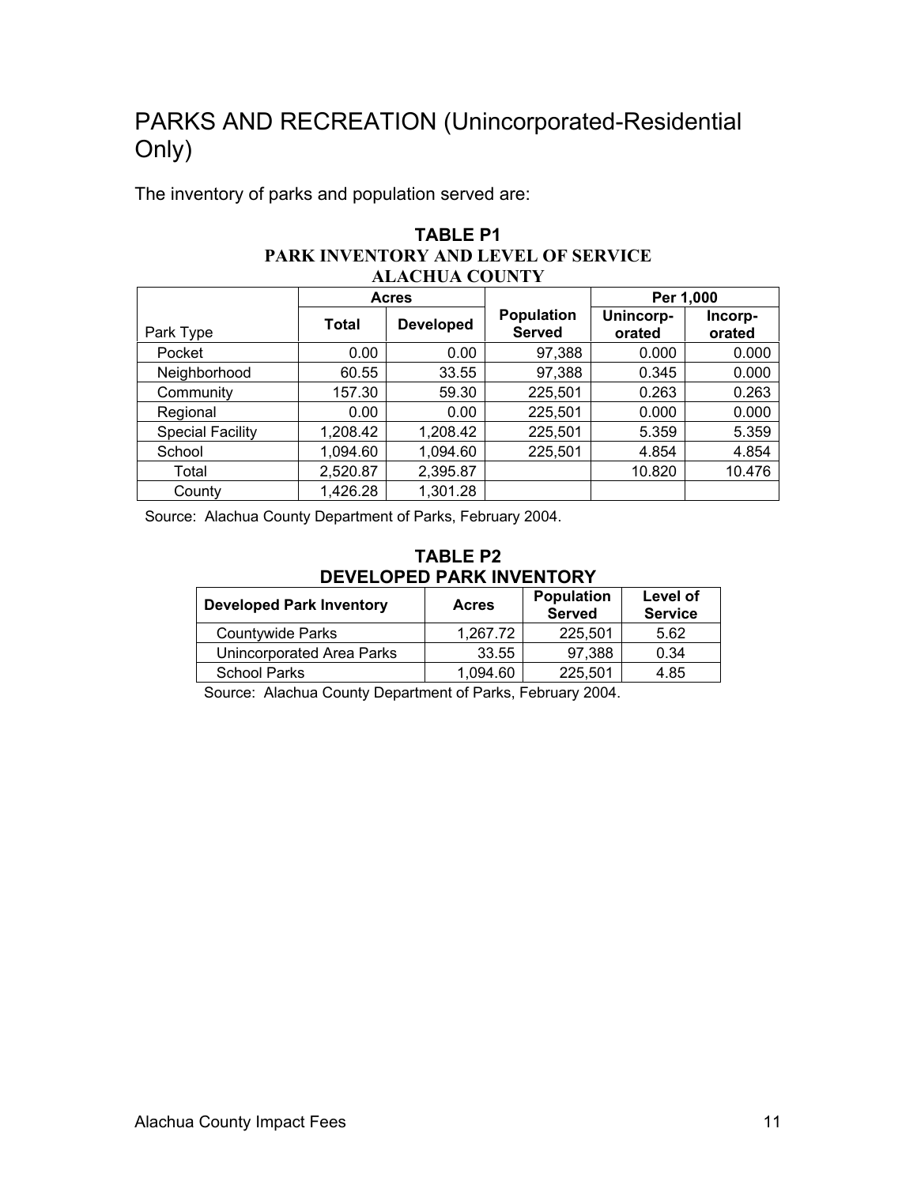# PARKS AND RECREATION (Unincorporated-Residential Only)

The inventory of parks and population served are:

**TABLE P1**
**PARK INVENTORY AND LEVEL OF SERVICE**
**ALACHUA COUNTY**

| Park Type | Acres | | Population Served | Per 1,000 | |
|---|---|---|---|---|---|
| | Total | Developed | | Unincorp-orated | Incorp-orated |
| Pocket | 0.00 | 0.00 | 97,388 | 0.000 | 0.000 |
| Neighborhood | 60.55 | 33.55 | 97,388 | 0.345 | 0.000 |
| Community | 157.30 | 59.30 | 225,501 | 0.263 | 0.263 |
| Regional | 0.00 | 0.00 | 225,501 | 0.000 | 0.000 |
| Special Facility | 1,208.42 | 1,208.42 | 225,501 | 5.359 | 5.359 |
| School | 1,094.60 | 1,094.60 | 225,501 | 4.854 | 4.854 |
| Total | 2,520.87 | 2,395.87 | | 10.820 | 10.476 |
| County | 1,426.28 | 1,301.28 | | | |

Source: Alachua County Department of Parks, February 2004.

**TABLE P2**
**DEVELOPED PARK INVENTORY**

| Developed Park Inventory | Acres | Population Served | Level of Service |
|---|---|---|---|
| Countywide Parks | 1,267.72 | 225,501 | 5.62 |
| Unincorporated Area Parks | 33.55 | 97,388 | 0.34 |
| School Parks | 1,094.60 | 225,501 | 4.85 |

Source: Alachua County Department of Parks, February 2004.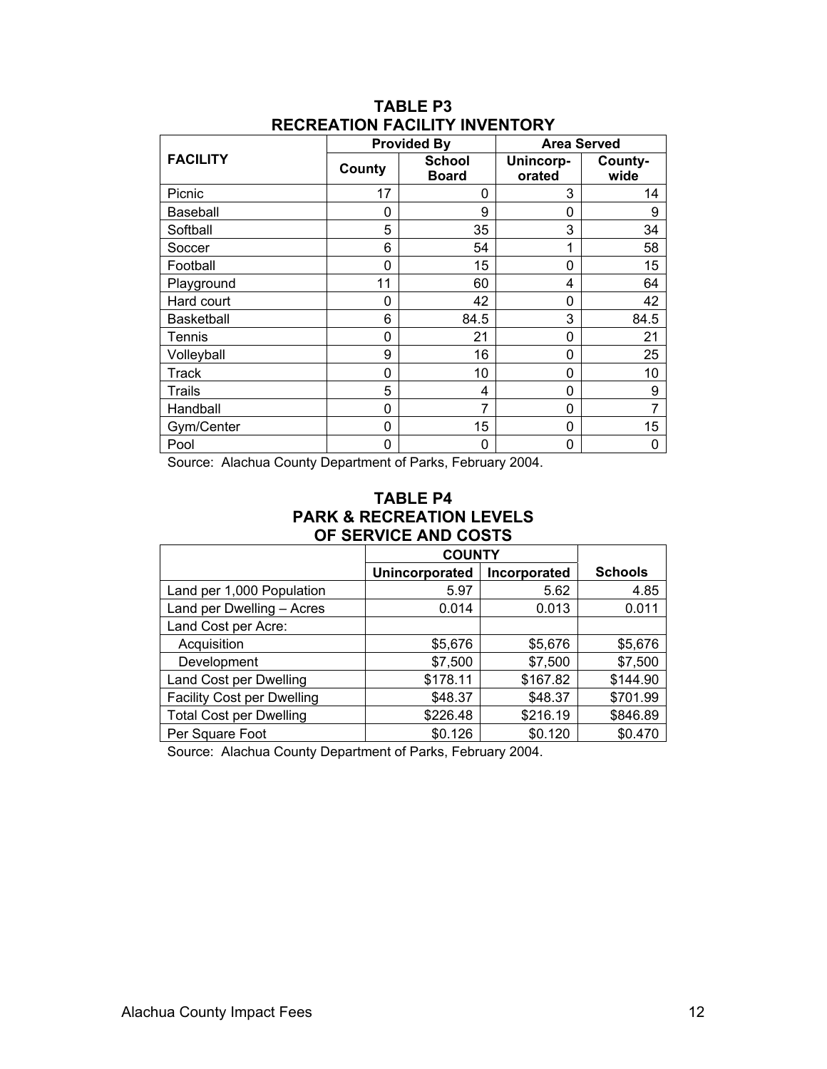## TABLE P3
## RECREATION FACILITY INVENTORY

| FACILITY | Provided By | | Area Served | |
|---|---|---|---|---|
| | County | School Board | Unincorp-orated | County-wide |
| Picnic | 17 | 0 | 3 | 14 |
| Baseball | 0 | 9 | 0 | 9 |
| Softball | 5 | 35 | 3 | 34 |
| Soccer | 6 | 54 | 1 | 58 |
| Football | 0 | 15 | 0 | 15 |
| Playground | 11 | 60 | 4 | 64 |
| Hard court | 0 | 42 | 0 | 42 |
| Basketball | 6 | 84.5 | 3 | 84.5 |
| Tennis | 0 | 21 | 0 | 21 |
| Volleyball | 9 | 16 | 0 | 25 |
| Track | 0 | 10 | 0 | 10 |
| Trails | 5 | 4 | 0 | 9 |
| Handball | 0 | 7 | 0 | 7 |
| Gym/Center | 0 | 15 | 0 | 15 |
| Pool | 0 | 0 | 0 | 0 |

Source: Alachua County Department of Parks, February 2004.

## TABLE P4
## PARK & RECREATION LEVELS OF SERVICE AND COSTS

| | COUNTY | | |
|---|---|---|---|
| | Unincorporated | Incorporated | Schools |
| Land per 1,000 Population | 5.97 | 5.62 | 4.85 |
| Land per Dwelling – Acres | 0.014 | 0.013 | 0.011 |
| Land Cost per Acre: | | | |
| Acquisition | $5,676 | $5,676 | $5,676 |
| Development | $7,500 | $7,500 | $7,500 |
| Land Cost per Dwelling | $178.11 | $167.82 | $144.90 |
| Facility Cost per Dwelling | $48.37 | $48.37 | $701.99 |
| Total Cost per Dwelling | $226.48 | $216.19 | $846.89 |
| Per Square Foot | $0.126 | $0.120 | $0.470 |

Source: Alachua County Department of Parks, February 2004.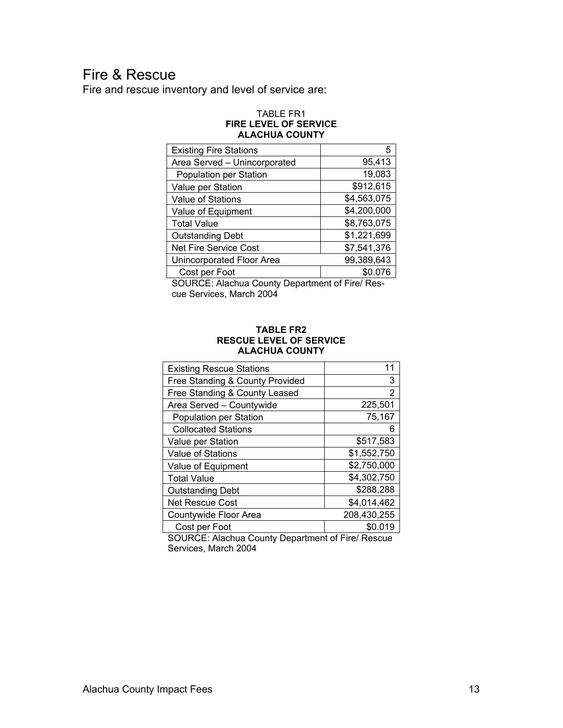# Fire & Rescue

Fire and rescue inventory and level of service are:

TABLE FR1
**FIRE LEVEL OF SERVICE**
**ALACHUA COUNTY**

| | |
|---|---:|
| Existing Fire Stations | 5 |
| Area Served – Unincorporated | 95,413 |
| Population per Station | 19,083 |
| Value per Station | $912,615 |
| Value of Stations | $4,563,075 |
| Value of Equipment | $4,200,000 |
| Total Value | $8,763,075 |
| Outstanding Debt | $1,221,699 |
| Net Fire Service Cost | $7,541,376 |
| Unincorporated Floor Area | 99,389,643 |
| Cost per Foot | $0.076 |

SOURCE: Alachua County Department of Fire/ Rescue Services, March 2004

**TABLE FR2**
**RESCUE LEVEL OF SERVICE**
**ALACHUA COUNTY**

| | |
|---|---:|
| Existing Rescue Stations | 11 |
| Free Standing & County Provided | 3 |
| Free Standing & County Leased | 2 |
| Area Served – Countywide | 225,501 |
| Population per Station | 75,167 |
| Collocated Stations | 6 |
| Value per Station | $517,583 |
| Value of Stations | $1,552,750 |
| Value of Equipment | $2,750,000 |
| Total Value | $4,302,750 |
| Outstanding Debt | $288,288 |
| Net Rescue Cost | $4,014,462 |
| Countywide Floor Area | 208,430,255 |
| Cost per Foot | $0.019 |

SOURCE: Alachua County Department of Fire/ Rescue Services, March 2004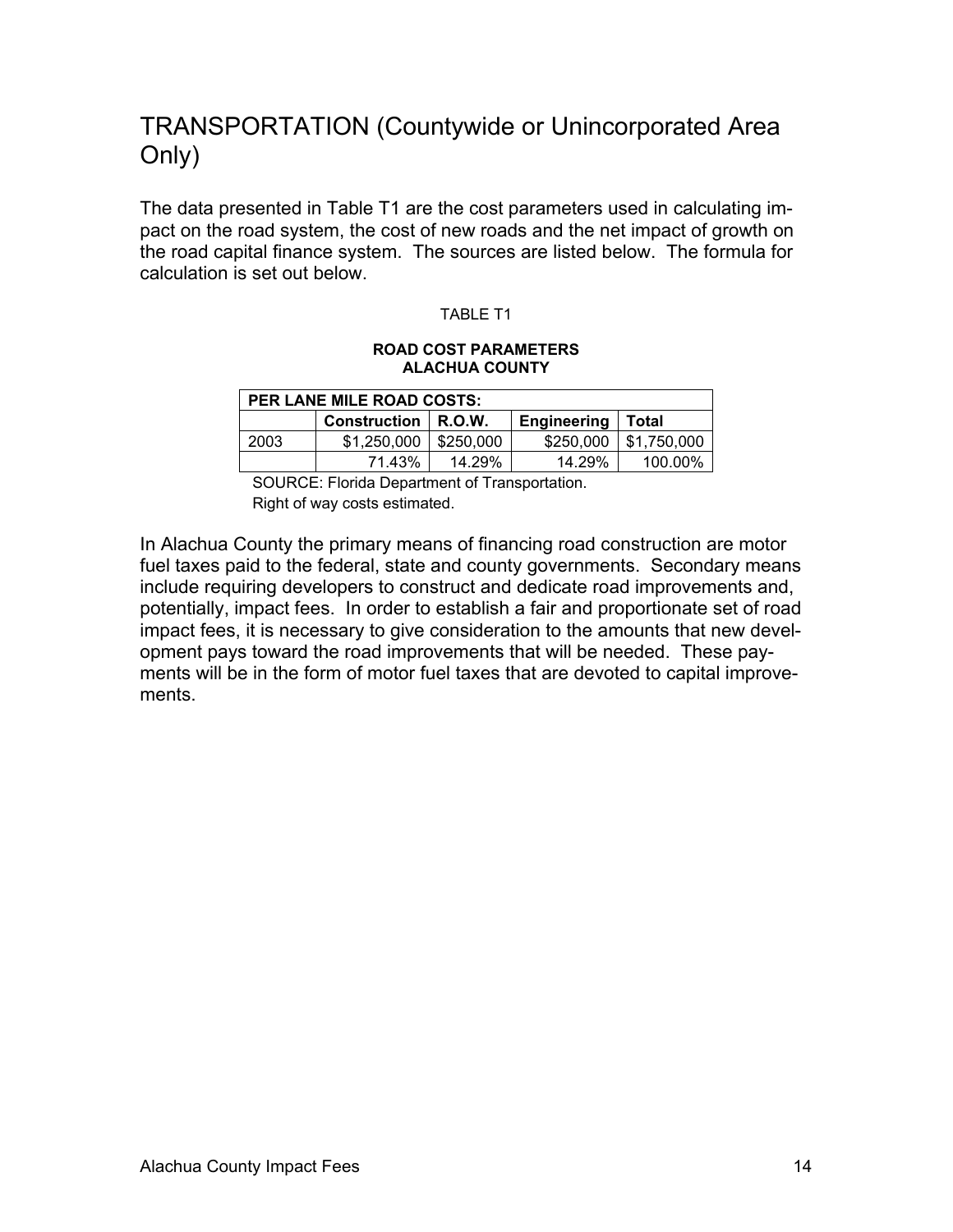# TRANSPORTATION (Countywide or Unincorporated Area Only)

The data presented in Table T1 are the cost parameters used in calculating impact on the road system, the cost of new roads and the net impact of growth on the road capital finance system. The sources are listed below. The formula for calculation is set out below.

TABLE T1

**ROAD COST PARAMETERS**
**ALACHUA COUNTY**

| **PER LANE MILE ROAD COSTS:** | | | | |
|---|---|---|---|---|
| | **Construction** | **R.O.W.** | **Engineering** | **Total** |
| 2003 | $1,250,000 | $250,000 | $250,000 | $1,750,000 |
| | 71.43% | 14.29% | 14.29% | 100.00% |

SOURCE: Florida Department of Transportation.
Right of way costs estimated.

In Alachua County the primary means of financing road construction are motor fuel taxes paid to the federal, state and county governments. Secondary means include requiring developers to construct and dedicate road improvements and, potentially, impact fees. In order to establish a fair and proportionate set of road impact fees, it is necessary to give consideration to the amounts that new development pays toward the road improvements that will be needed. These payments will be in the form of motor fuel taxes that are devoted to capital improvements.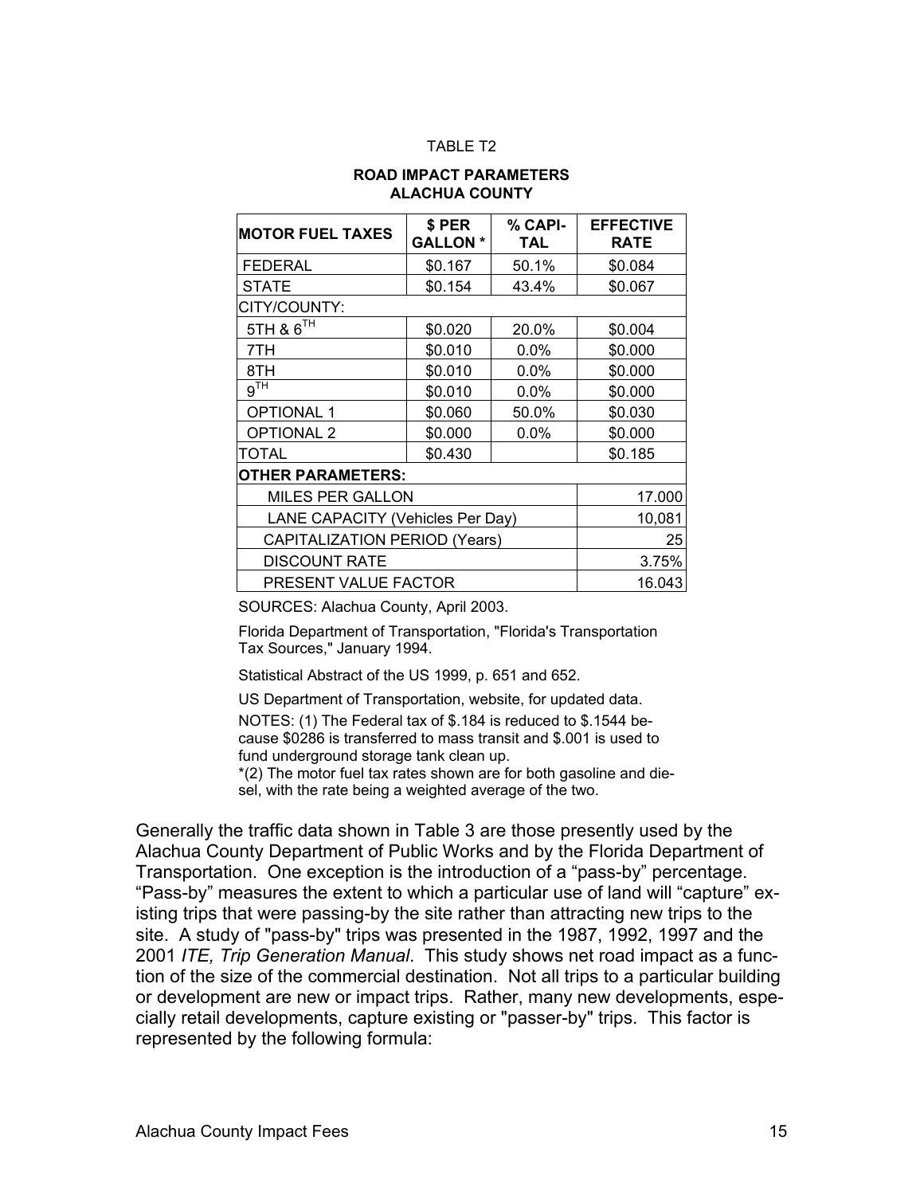TABLE T2

**ROAD IMPACT PARAMETERS**
**ALACHUA COUNTY**

| MOTOR FUEL TAXES | $ PER GALLON * | % CAPI-TAL | EFFECTIVE RATE |
|---|---|---|---|
| FEDERAL | $0.167 | 50.1% | $0.084 |
| STATE | $0.154 | 43.4% | $0.067 |
| CITY/COUNTY: | | | |
| 5TH & 6TH | $0.020 | 20.0% | $0.004 |
| 7TH | $0.010 | 0.0% | $0.000 |
| 8TH | $0.010 | 0.0% | $0.000 |
| 9TH | $0.010 | 0.0% | $0.000 |
| OPTIONAL 1 | $0.060 | 50.0% | $0.030 |
| OPTIONAL 2 | $0.000 | 0.0% | $0.000 |
| TOTAL | $0.430 | | $0.185 |
| **OTHER PARAMETERS:** | | | |
| MILES PER GALLON | | | 17.000 |
| LANE CAPACITY (Vehicles Per Day) | | | 10,081 |
| CAPITALIZATION PERIOD (Years) | | | 25 |
| DISCOUNT RATE | | | 3.75% |
| PRESENT VALUE FACTOR | | | 16.043 |

SOURCES: Alachua County, April 2003.

Florida Department of Transportation, "Florida's Transportation Tax Sources," January 1994.

Statistical Abstract of the US 1999, p. 651 and 652.

US Department of Transportation, website, for updated data.

NOTES: (1) The Federal tax of $.184 is reduced to $.1544 because $0286 is transferred to mass transit and $.001 is used to fund underground storage tank clean up.
*(2) The motor fuel tax rates shown are for both gasoline and diesel, with the rate being a weighted average of the two.

Generally the traffic data shown in Table 3 are those presently used by the Alachua County Department of Public Works and by the Florida Department of Transportation. One exception is the introduction of a "pass-by" percentage. "Pass-by" measures the extent to which a particular use of land will "capture" existing trips that were passing-by the site rather than attracting new trips to the site. A study of "pass-by" trips was presented in the 1987, 1992, 1997 and the 2001 *ITE, Trip Generation Manual*. This study shows net road impact as a function of the size of the commercial destination. Not all trips to a particular building or development are new or impact trips. Rather, many new developments, especially retail developments, capture existing or "passer-by" trips. This factor is represented by the following formula: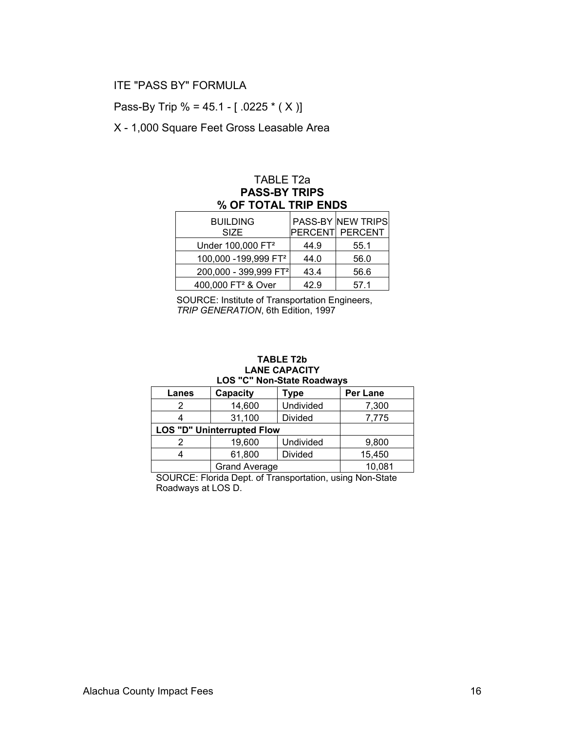ITE "PASS BY" FORMULA

Pass-By Trip % = 45.1 - [ .0225 * ( X )]

X - 1,000 Square Feet Gross Leasable Area

TABLE T2a
**PASS-BY TRIPS**
**% OF TOTAL TRIP ENDS**

| BUILDING SIZE | PASS-BY PERCENT | NEW TRIPS PERCENT |
|---|---|---|
| Under 100,000 FT² | 44.9 | 55.1 |
| 100,000 -199,999 FT² | 44.0 | 56.0 |
| 200,000 - 399,999 FT² | 43.4 | 56.6 |
| 400,000 FT² & Over | 42.9 | 57.1 |

SOURCE: Institute of Transportation Engineers, *TRIP GENERATION*, 6th Edition, 1997

**TABLE T2b**
**LANE CAPACITY**
**LOS "C" Non-State Roadways**

| Lanes | Capacity | Type | Per Lane |
|---|---|---|---|
| 2 | 14,600 | Undivided | 7,300 |
| 4 | 31,100 | Divided | 7,775 |
| **LOS "D" Uninterrupted Flow** | | | |
| 2 | 19,600 | Undivided | 9,800 |
| 4 | 61,800 | Divided | 15,450 |
| | Grand Average | | 10,081 |

SOURCE: Florida Dept. of Transportation, using Non-State Roadways at LOS D.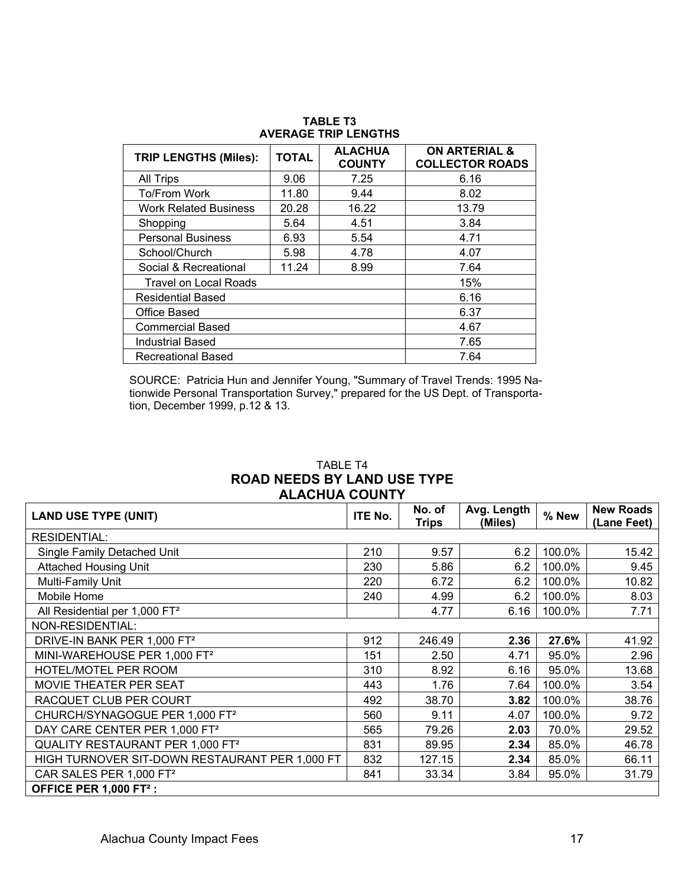**TABLE T3**
**AVERAGE TRIP LENGTHS**

| TRIP LENGTHS (Miles): | TOTAL | ALACHUA COUNTY | ON ARTERIAL & COLLECTOR ROADS |
|---|---|---|---|
| All Trips | 9.06 | 7.25 | 6.16 |
| To/From Work | 11.80 | 9.44 | 8.02 |
| Work Related Business | 20.28 | 16.22 | 13.79 |
| Shopping | 5.64 | 4.51 | 3.84 |
| Personal Business | 6.93 | 5.54 | 4.71 |
| School/Church | 5.98 | 4.78 | 4.07 |
| Social & Recreational | 11.24 | 8.99 | 7.64 |
| Travel on Local Roads | | | 15% |
| Residential Based | | | 6.16 |
| Office Based | | | 6.37 |
| Commercial Based | | | 4.67 |
| Industrial Based | | | 7.65 |
| Recreational Based | | | 7.64 |

SOURCE: Patricia Hun and Jennifer Young, "Summary of Travel Trends: 1995 Nationwide Personal Transportation Survey," prepared for the US Dept. of Transportation, December 1999, p.12 & 13.

TABLE T4
**ROAD NEEDS BY LAND USE TYPE**
**ALACHUA COUNTY**

| LAND USE TYPE (UNIT) | ITE No. | No. of Trips | Avg. Length (Miles) | % New | New Roads (Lane Feet) |
|---|---|---|---|---|---|
| RESIDENTIAL: | | | | | |
| Single Family Detached Unit | 210 | 9.57 | 6.2 | 100.0% | 15.42 |
| Attached Housing Unit | 230 | 5.86 | 6.2 | 100.0% | 9.45 |
| Multi-Family Unit | 220 | 6.72 | 6.2 | 100.0% | 10.82 |
| Mobile Home | 240 | 4.99 | 6.2 | 100.0% | 8.03 |
| All Residential per 1,000 FT² | | 4.77 | 6.16 | 100.0% | 7.71 |
| NON-RESIDENTIAL: | | | | | |
| DRIVE-IN BANK PER 1,000 FT² | 912 | 246.49 | **2.36** | **27.6%** | 41.92 |
| MINI-WAREHOUSE PER 1,000 FT² | 151 | 2.50 | 4.71 | 95.0% | 2.96 |
| HOTEL/MOTEL PER ROOM | 310 | 8.92 | 6.16 | 95.0% | 13.68 |
| MOVIE THEATER PER SEAT | 443 | 1.76 | 7.64 | 100.0% | 3.54 |
| RACQUET CLUB PER COURT | 492 | 38.70 | **3.82** | 100.0% | 38.76 |
| CHURCH/SYNAGOGUE PER 1,000 FT² | 560 | 9.11 | 4.07 | 100.0% | 9.72 |
| DAY CARE CENTER PER 1,000 FT² | 565 | 79.26 | **2.03** | 70.0% | 29.52 |
| QUALITY RESTAURANT PER 1,000 FT² | 831 | 89.95 | **2.34** | 85.0% | 46.78 |
| HIGH TURNOVER SIT-DOWN RESTAURANT PER 1,000 FT | 832 | 127.15 | **2.34** | 85.0% | 66.11 |
| CAR SALES PER 1,000 FT² | 841 | 33.34 | 3.84 | 95.0% | 31.79 |
| **OFFICE PER 1,000 FT² :** | | | | | |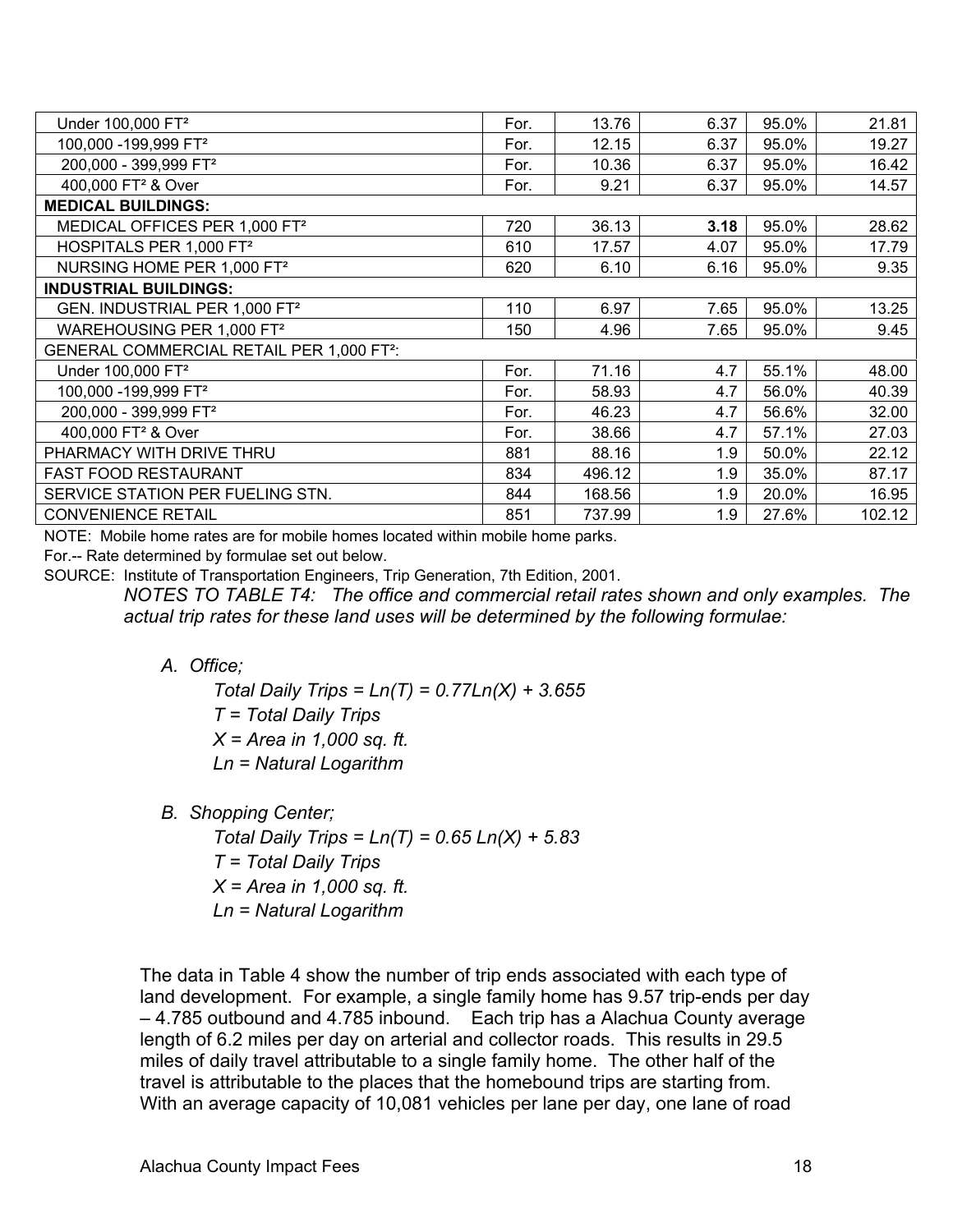| | | | | | |
|---|---|---|---|---|---|
| Under 100,000 FT² | For. | 13.76 | 6.37 | 95.0% | 21.81 |
| 100,000 -199,999 FT² | For. | 12.15 | 6.37 | 95.0% | 19.27 |
| 200,000 - 399,999 FT² | For. | 10.36 | 6.37 | 95.0% | 16.42 |
| 400,000 FT² & Over | For. | 9.21 | 6.37 | 95.0% | 14.57 |
| **MEDICAL BUILDINGS:** | | | | | |
| MEDICAL OFFICES PER 1,000 FT² | 720 | 36.13 | **3.18** | 95.0% | 28.62 |
| HOSPITALS PER 1,000 FT² | 610 | 17.57 | 4.07 | 95.0% | 17.79 |
| NURSING HOME PER 1,000 FT² | 620 | 6.10 | 6.16 | 95.0% | 9.35 |
| **INDUSTRIAL BUILDINGS:** | | | | | |
| GEN. INDUSTRIAL PER 1,000 FT² | 110 | 6.97 | 7.65 | 95.0% | 13.25 |
| WAREHOUSING PER 1,000 FT² | 150 | 4.96 | 7.65 | 95.0% | 9.45 |
| GENERAL COMMERCIAL RETAIL PER 1,000 FT²: | | | | | |
| Under 100,000 FT² | For. | 71.16 | 4.7 | 55.1% | 48.00 |
| 100,000 -199,999 FT² | For. | 58.93 | 4.7 | 56.0% | 40.39 |
| 200,000 - 399,999 FT² | For. | 46.23 | 4.7 | 56.6% | 32.00 |
| 400,000 FT² & Over | For. | 38.66 | 4.7 | 57.1% | 27.03 |
| PHARMACY WITH DRIVE THRU | 881 | 88.16 | 1.9 | 50.0% | 22.12 |
| FAST FOOD RESTAURANT | 834 | 496.12 | 1.9 | 35.0% | 87.17 |
| SERVICE STATION PER FUELING STN. | 844 | 168.56 | 1.9 | 20.0% | 16.95 |
| CONVENIENCE RETAIL | 851 | 737.99 | 1.9 | 27.6% | 102.12 |

NOTE: Mobile home rates are for mobile homes located within mobile home parks.

For.-- Rate determined by formulae set out below.

SOURCE: Institute of Transportation Engineers, Trip Generation, 7th Edition, 2001.

*NOTES TO TABLE T4: The office and commercial retail rates shown and only examples. The actual trip rates for these land uses will be determined by the following formulae:*

*A. Office;*

*Total Daily Trips =* $Ln(T) = 0.77Ln(X) + 3.655$

*T = Total Daily Trips*

*X = Area in 1,000 sq. ft.*

*Ln = Natural Logarithm*

*B. Shopping Center;*

*Total Daily Trips =* $Ln(T) = 0.65\,Ln(X) + 5.83$

*T = Total Daily Trips*

*X = Area in 1,000 sq. ft.*

*Ln = Natural Logarithm*

The data in Table 4 show the number of trip ends associated with each type of land development. For example, a single family home has 9.57 trip-ends per day – 4.785 outbound and 4.785 inbound. Each trip has a Alachua County average length of 6.2 miles per day on arterial and collector roads. This results in 29.5 miles of daily travel attributable to a single family home. The other half of the travel is attributable to the places that the homebound trips are starting from. With an average capacity of 10,081 vehicles per lane per day, one lane of road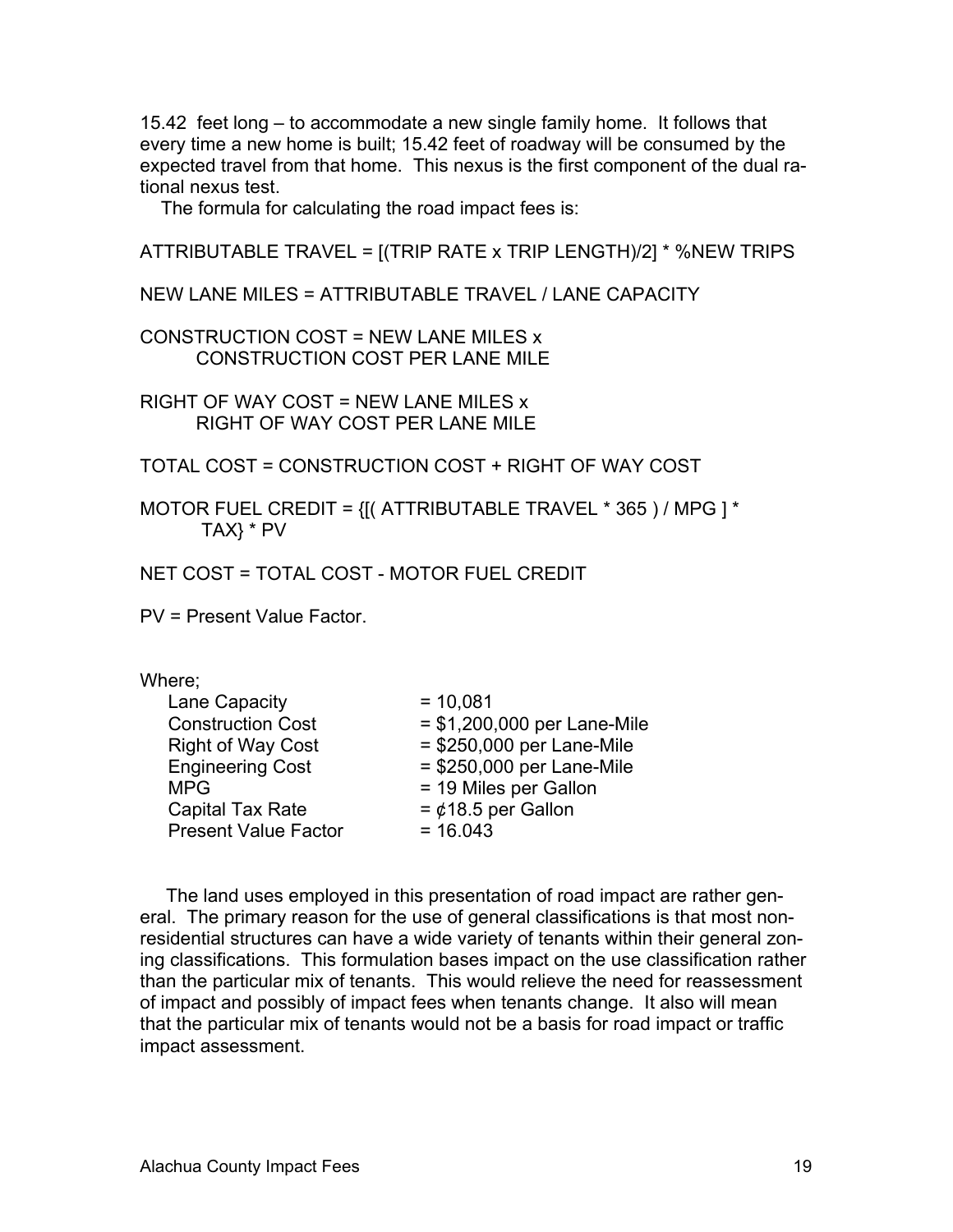15.42 feet long – to accommodate a new single family home. It follows that every time a new home is built; 15.42 feet of roadway will be consumed by the expected travel from that home. This nexus is the first component of the dual rational nexus test.

The formula for calculating the road impact fees is:

ATTRIBUTABLE TRAVEL = [(TRIP RATE x TRIP LENGTH)/2] * %NEW TRIPS

NEW LANE MILES = ATTRIBUTABLE TRAVEL / LANE CAPACITY

CONSTRUCTION COST = NEW LANE MILES x CONSTRUCTION COST PER LANE MILE

RIGHT OF WAY COST = NEW LANE MILES x RIGHT OF WAY COST PER LANE MILE

TOTAL COST = CONSTRUCTION COST + RIGHT OF WAY COST

MOTOR FUEL CREDIT = {[( ATTRIBUTABLE TRAVEL * 365 ) / MPG ] * TAX} * PV

NET COST = TOTAL COST - MOTOR FUEL CREDIT

PV = Present Value Factor.

Where;

| | |
|---|---|
| Lane Capacity | = 10,081 |
| Construction Cost | = $1,200,000 per Lane-Mile |
| Right of Way Cost | = $250,000 per Lane-Mile |
| Engineering Cost | = $250,000 per Lane-Mile |
| MPG | = 19 Miles per Gallon |
| Capital Tax Rate | = ¢18.5 per Gallon |
| Present Value Factor | = 16.043 |

The land uses employed in this presentation of road impact are rather general. The primary reason for the use of general classifications is that most non-residential structures can have a wide variety of tenants within their general zoning classifications. This formulation bases impact on the use classification rather than the particular mix of tenants. This would relieve the need for reassessment of impact and possibly of impact fees when tenants change. It also will mean that the particular mix of tenants would not be a basis for road impact or traffic impact assessment.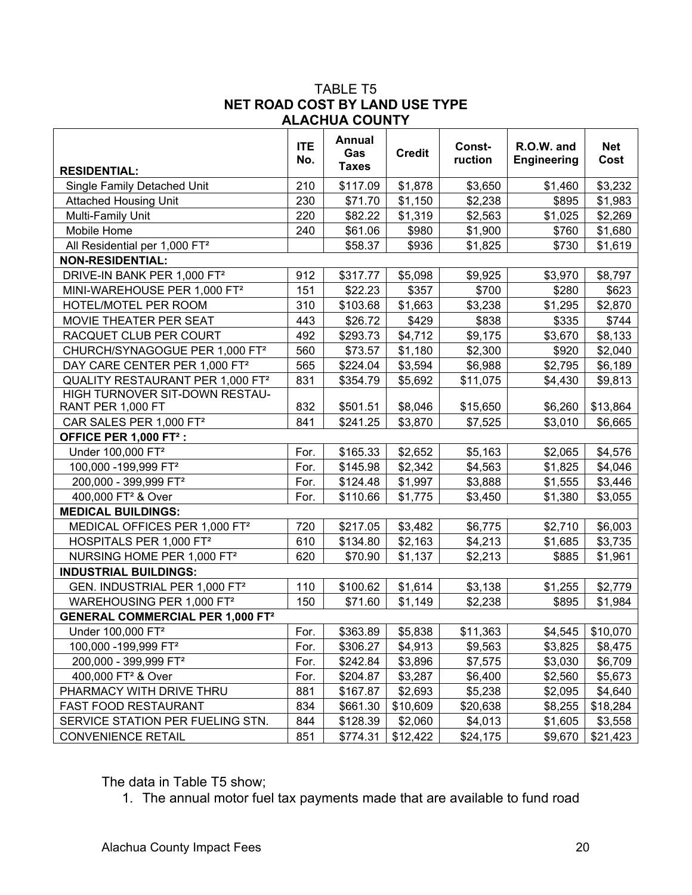TABLE T5
**NET ROAD COST BY LAND USE TYPE**
**ALACHUA COUNTY**

| **RESIDENTIAL:** | **ITE No.** | **Annual Gas Taxes** | **Credit** | **Const-ruction** | **R.O.W. and Engineering** | **Net Cost** |
|---|---|---|---|---|---|---|
| Single Family Detached Unit | 210 | $117.09 | $1,878 | $3,650 | $1,460 | $3,232 |
| Attached Housing Unit | 230 | $71.70 | $1,150 | $2,238 | $895 | $1,983 |
| Multi-Family Unit | 220 | $82.22 | $1,319 | $2,563 | $1,025 | $2,269 |
| Mobile Home | 240 | $61.06 | $980 | $1,900 | $760 | $1,680 |
| All Residential per 1,000 FT² | | $58.37 | $936 | $1,825 | $730 | $1,619 |
| **NON-RESIDENTIAL:** | | | | | | |
| DRIVE-IN BANK PER 1,000 FT² | 912 | $317.77 | $5,098 | $9,925 | $3,970 | $8,797 |
| MINI-WAREHOUSE PER 1,000 FT² | 151 | $22.23 | $357 | $700 | $280 | $623 |
| HOTEL/MOTEL PER ROOM | 310 | $103.68 | $1,663 | $3,238 | $1,295 | $2,870 |
| MOVIE THEATER PER SEAT | 443 | $26.72 | $429 | $838 | $335 | $744 |
| RACQUET CLUB PER COURT | 492 | $293.73 | $4,712 | $9,175 | $3,670 | $8,133 |
| CHURCH/SYNAGOGUE PER 1,000 FT² | 560 | $73.57 | $1,180 | $2,300 | $920 | $2,040 |
| DAY CARE CENTER PER 1,000 FT² | 565 | $224.04 | $3,594 | $6,988 | $2,795 | $6,189 |
| QUALITY RESTAURANT PER 1,000 FT² | 831 | $354.79 | $5,692 | $11,075 | $4,430 | $9,813 |
| HIGH TURNOVER SIT-DOWN RESTAU-RANT PER 1,000 FT | 832 | $501.51 | $8,046 | $15,650 | $6,260 | $13,864 |
| CAR SALES PER 1,000 FT² | 841 | $241.25 | $3,870 | $7,525 | $3,010 | $6,665 |
| **OFFICE PER 1,000 FT² :** | | | | | | |
| Under 100,000 FT² | For. | $165.33 | $2,652 | $5,163 | $2,065 | $4,576 |
| 100,000 -199,999 FT² | For. | $145.98 | $2,342 | $4,563 | $1,825 | $4,046 |
| 200,000 - 399,999 FT² | For. | $124.48 | $1,997 | $3,888 | $1,555 | $3,446 |
| 400,000 FT² & Over | For. | $110.66 | $1,775 | $3,450 | $1,380 | $3,055 |
| **MEDICAL BUILDINGS:** | | | | | | |
| MEDICAL OFFICES PER 1,000 FT² | 720 | $217.05 | $3,482 | $6,775 | $2,710 | $6,003 |
| HOSPITALS PER 1,000 FT² | 610 | $134.80 | $2,163 | $4,213 | $1,685 | $3,735 |
| NURSING HOME PER 1,000 FT² | 620 | $70.90 | $1,137 | $2,213 | $885 | $1,961 |
| **INDUSTRIAL BUILDINGS:** | | | | | | |
| GEN. INDUSTRIAL PER 1,000 FT² | 110 | $100.62 | $1,614 | $3,138 | $1,255 | $2,779 |
| WAREHOUSING PER 1,000 FT² | 150 | $71.60 | $1,149 | $2,238 | $895 | $1,984 |
| **GENERAL COMMERCIAL PER 1,000 FT²** | | | | | | |
| Under 100,000 FT² | For. | $363.89 | $5,838 | $11,363 | $4,545 | $10,070 |
| 100,000 -199,999 FT² | For. | $306.27 | $4,913 | $9,563 | $3,825 | $8,475 |
| 200,000 - 399,999 FT² | For. | $242.84 | $3,896 | $7,575 | $3,030 | $6,709 |
| 400,000 FT² & Over | For. | $204.87 | $3,287 | $6,400 | $2,560 | $5,673 |
| PHARMACY WITH DRIVE THRU | 881 | $167.87 | $2,693 | $5,238 | $2,095 | $4,640 |
| FAST FOOD RESTAURANT | 834 | $661.30 | $10,609 | $20,638 | $8,255 | $18,284 |
| SERVICE STATION PER FUELING STN. | 844 | $128.39 | $2,060 | $4,013 | $1,605 | $3,558 |
| CONVENIENCE RETAIL | 851 | $774.31 | $12,422 | $24,175 | $9,670 | $21,423 |

The data in Table T5 show;

1. The annual motor fuel tax payments made that are available to fund road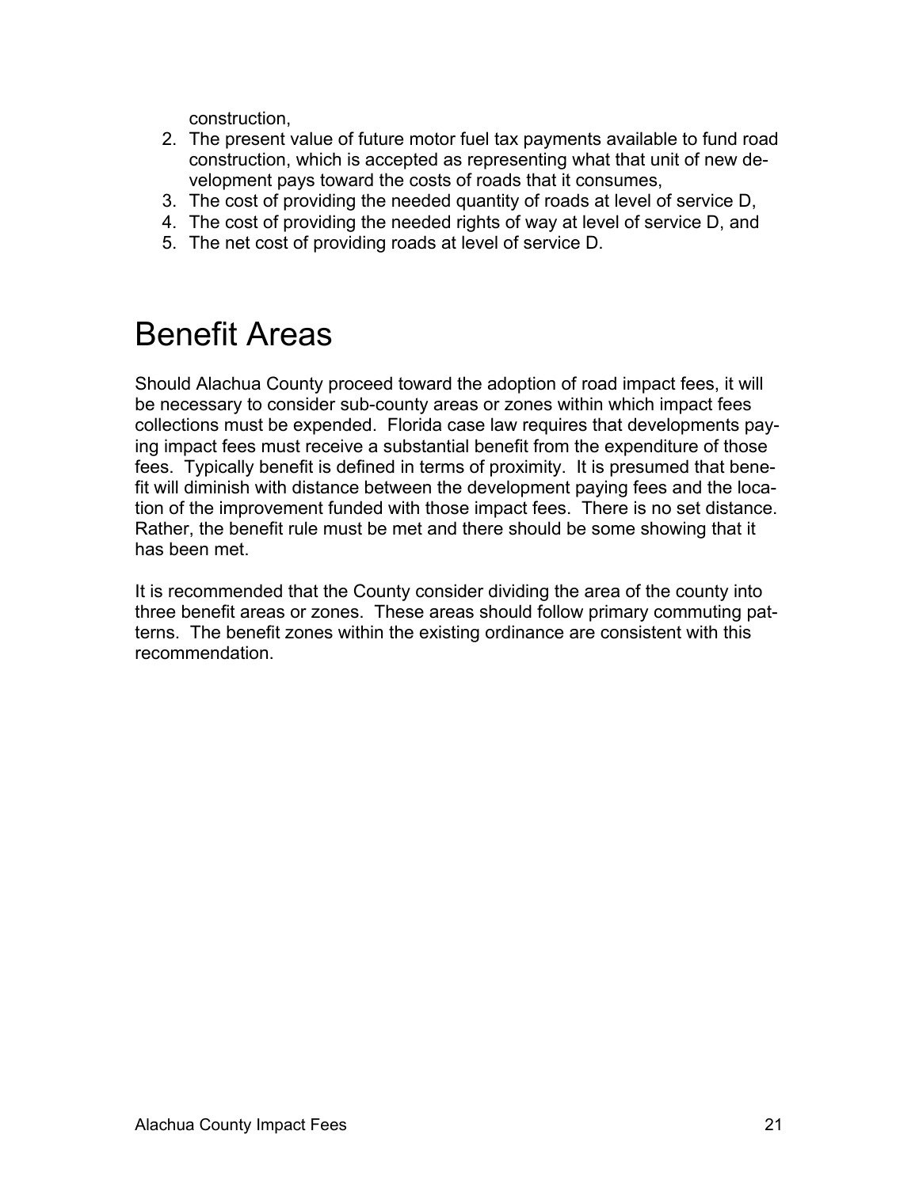construction,
2. The present value of future motor fuel tax payments available to fund road construction, which is accepted as representing what that unit of new development pays toward the costs of roads that it consumes,
3. The cost of providing the needed quantity of roads at level of service D,
4. The cost of providing the needed rights of way at level of service D, and
5. The net cost of providing roads at level of service D.

# Benefit Areas

Should Alachua County proceed toward the adoption of road impact fees, it will be necessary to consider sub-county areas or zones within which impact fees collections must be expended. Florida case law requires that developments paying impact fees must receive a substantial benefit from the expenditure of those fees. Typically benefit is defined in terms of proximity. It is presumed that benefit will diminish with distance between the development paying fees and the location of the improvement funded with those impact fees. There is no set distance. Rather, the benefit rule must be met and there should be some showing that it has been met.

It is recommended that the County consider dividing the area of the county into three benefit areas or zones. These areas should follow primary commuting patterns. The benefit zones within the existing ordinance are consistent with this recommendation.